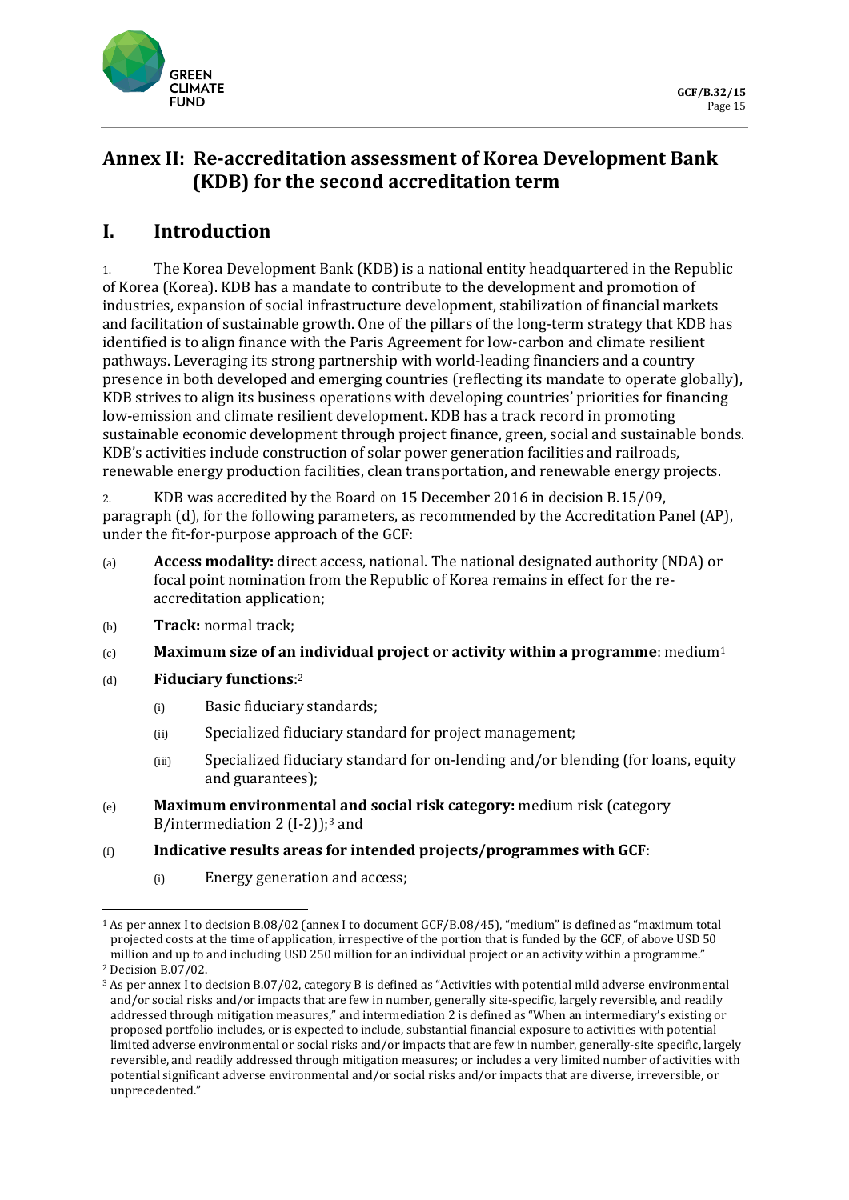# Annex II: Re-accreditation assessment of Korea Development Bank (KDB) for the second accreditation term

## I. Introduction

1. The Korea Development Bank (KDB) is a national entity headquartered in the Republic of Korea (Korea). KDB has a mandate to contribute to the development and promotion of industries, expansion of social infrastructure development, stabilization of financial markets and facilitation of sustainable growth. One of the pillars of the long-term strategy that KDB has identified is to align finance with the Paris Agreement for low-carbon and climate resilient pathways. Leveraging its strong partnership with world-leading financiers and a country presence in both developed and emerging countries (reflecting its mandate to operate globally), KDB strives to align its business operations with developing countries' priorities for financing low-emission and climate resilient development. KDB has a track record in promoting sustainable economic development through project finance, green, social and sustainable bonds. KDB's activities include construction of solar power generation facilities and railroads, renewable energy production facilities, clean transportation, and renewable energy projects.

2. KDB was accredited by the Board on 15 December 2016 in decision B.15/09, paragraph (d), for the following parameters, as recommended by the Accreditation Panel (AP), under the fit-for-purpose approach of the GCF:

(a) **Access modality:** direct access, national. The national designated authority (NDA) or focal point nomination from the Republic of Korea remains in effect for the re-accreditation application;

(b) **Track:** normal track;

(c) **Maximum size of an individual project or activity within a programme**: medium[1]

(d) **Fiduciary functions**:[2]

  (i) Basic fiduciary standards;

  (ii) Specialized fiduciary standard for project management;

  (iii) Specialized fiduciary standard for on-lending and/or blending (for loans, equity and guarantees);

(e) **Maximum environmental and social risk category:** medium risk (category B/intermediation 2 (I-2));[3] and

(f) **Indicative results areas for intended projects/programmes with GCF**:

  (i) Energy generation and access;

---

[1] As per annex I to decision B.08/02 (annex I to document GCF/B.08/45), "medium" is defined as "maximum total projected costs at the time of application, irrespective of the portion that is funded by the GCF, of above USD 50 million and up to and including USD 250 million for an individual project or an activity within a programme."

[2] Decision B.07/02.

[3] As per annex I to decision B.07/02, category B is defined as "Activities with potential mild adverse environmental and/or social risks and/or impacts that are few in number, generally site-specific, largely reversible, and readily addressed through mitigation measures," and intermediation 2 is defined as "When an intermediary's existing or proposed portfolio includes, or is expected to include, substantial financial exposure to activities with potential limited adverse environmental or social risks and/or impacts that are few in number, generally-site specific, largely reversible, and readily addressed through mitigation measures; or includes a very limited number of activities with potential significant adverse environmental and/or social risks and/or impacts that are diverse, irreversible, or unprecedented."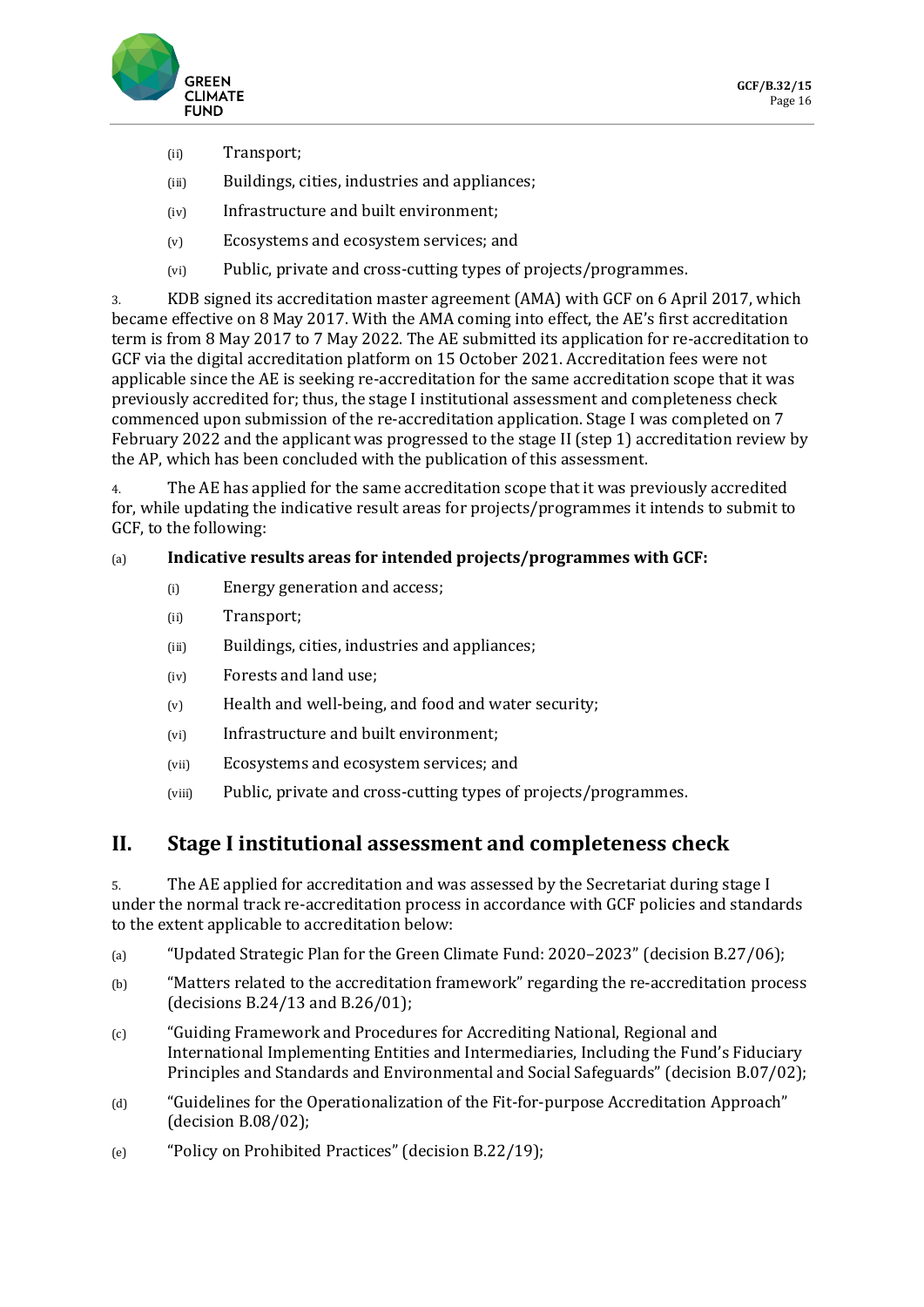(ii) Transport;

(iii) Buildings, cities, industries and appliances;

(iv) Infrastructure and built environment;

(v) Ecosystems and ecosystem services; and

(vi) Public, private and cross-cutting types of projects/programmes.

3. KDB signed its accreditation master agreement (AMA) with GCF on 6 April 2017, which became effective on 8 May 2017. With the AMA coming into effect, the AE's first accreditation term is from 8 May 2017 to 7 May 2022. The AE submitted its application for re-accreditation to GCF via the digital accreditation platform on 15 October 2021. Accreditation fees were not applicable since the AE is seeking re-accreditation for the same accreditation scope that it was previously accredited for; thus, the stage I institutional assessment and completeness check commenced upon submission of the re-accreditation application. Stage I was completed on 7 February 2022 and the applicant was progressed to the stage II (step 1) accreditation review by the AP, which has been concluded with the publication of this assessment.

4. The AE has applied for the same accreditation scope that it was previously accredited for, while updating the indicative result areas for projects/programmes it intends to submit to GCF, to the following:

(a) **Indicative results areas for intended projects/programmes with GCF:**

(i) Energy generation and access;

(ii) Transport;

(iii) Buildings, cities, industries and appliances;

(iv) Forests and land use;

(v) Health and well-being, and food and water security;

(vi) Infrastructure and built environment;

(vii) Ecosystems and ecosystem services; and

(viii) Public, private and cross-cutting types of projects/programmes.

## II. Stage I institutional assessment and completeness check

5. The AE applied for accreditation and was assessed by the Secretariat during stage I under the normal track re-accreditation process in accordance with GCF policies and standards to the extent applicable to accreditation below:

(a) "Updated Strategic Plan for the Green Climate Fund: 2020–2023" (decision B.27/06);

(b) "Matters related to the accreditation framework" regarding the re-accreditation process (decisions B.24/13 and B.26/01);

(c) "Guiding Framework and Procedures for Accrediting National, Regional and International Implementing Entities and Intermediaries, Including the Fund's Fiduciary Principles and Standards and Environmental and Social Safeguards" (decision B.07/02);

(d) "Guidelines for the Operationalization of the Fit-for-purpose Accreditation Approach" (decision B.08/02);

(e) "Policy on Prohibited Practices" (decision B.22/19);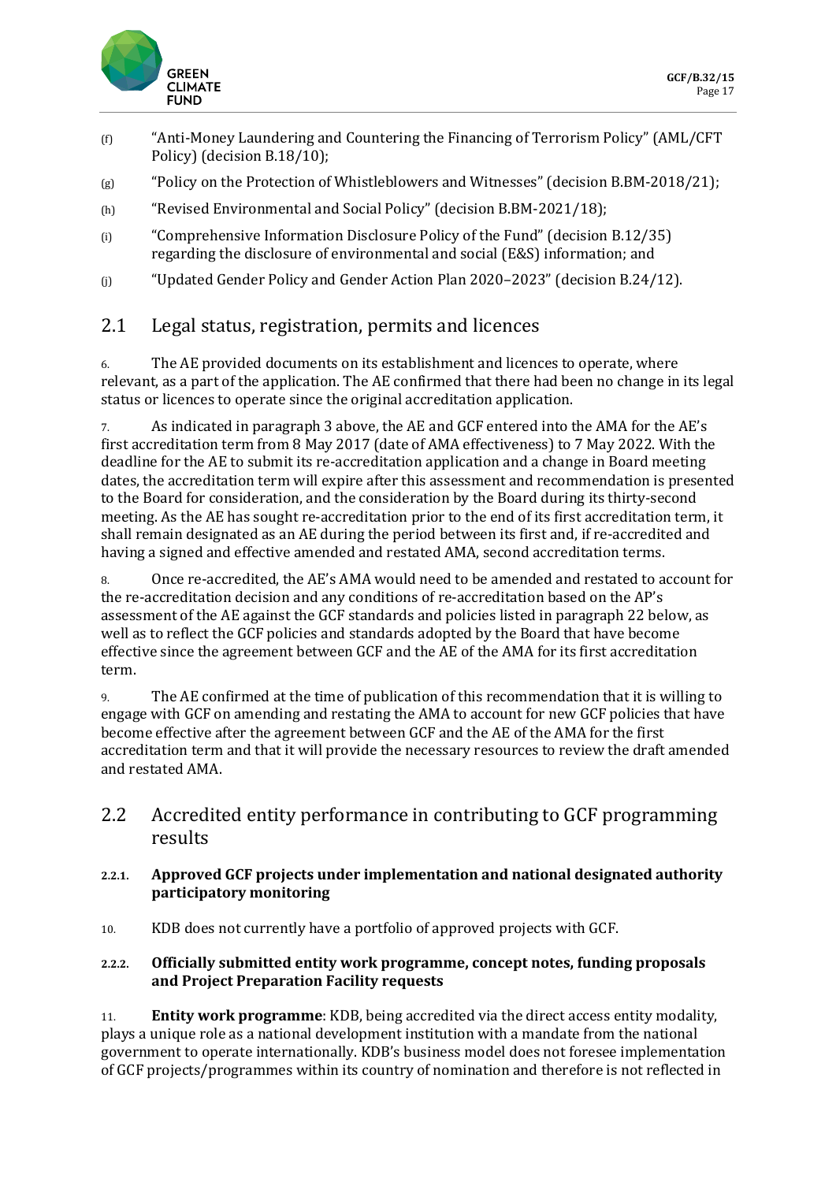(f) “Anti-Money Laundering and Countering the Financing of Terrorism Policy” (AML/CFT Policy) (decision B.18/10);

(g) “Policy on the Protection of Whistleblowers and Witnesses” (decision B.BM-2018/21);

(h) “Revised Environmental and Social Policy” (decision B.BM-2021/18);

(i) “Comprehensive Information Disclosure Policy of the Fund” (decision B.12/35) regarding the disclosure of environmental and social (E&S) information; and

(j) “Updated Gender Policy and Gender Action Plan 2020–2023” (decision B.24/12).

## 2.1 Legal status, registration, permits and licences

6. The AE provided documents on its establishment and licences to operate, where relevant, as a part of the application. The AE confirmed that there had been no change in its legal status or licences to operate since the original accreditation application.

7. As indicated in paragraph 3 above, the AE and GCF entered into the AMA for the AE’s first accreditation term from 8 May 2017 (date of AMA effectiveness) to 7 May 2022. With the deadline for the AE to submit its re-accreditation application and a change in Board meeting dates, the accreditation term will expire after this assessment and recommendation is presented to the Board for consideration, and the consideration by the Board during its thirty-second meeting. As the AE has sought re-accreditation prior to the end of its first accreditation term, it shall remain designated as an AE during the period between its first and, if re-accredited and having a signed and effective amended and restated AMA, second accreditation terms.

8. Once re-accredited, the AE’s AMA would need to be amended and restated to account for the re-accreditation decision and any conditions of re-accreditation based on the AP’s assessment of the AE against the GCF standards and policies listed in paragraph 22 below, as well as to reflect the GCF policies and standards adopted by the Board that have become effective since the agreement between GCF and the AE of the AMA for its first accreditation term.

9. The AE confirmed at the time of publication of this recommendation that it is willing to engage with GCF on amending and restating the AMA to account for new GCF policies that have become effective after the agreement between GCF and the AE of the AMA for the first accreditation term and that it will provide the necessary resources to review the draft amended and restated AMA.

## 2.2 Accredited entity performance in contributing to GCF programming results

### 2.2.1. Approved GCF projects under implementation and national designated authority participatory monitoring

10. KDB does not currently have a portfolio of approved projects with GCF.

### 2.2.2. Officially submitted entity work programme, concept notes, funding proposals and Project Preparation Facility requests

11. **Entity work programme**: KDB, being accredited via the direct access entity modality, plays a unique role as a national development institution with a mandate from the national government to operate internationally. KDB’s business model does not foresee implementation of GCF projects/programmes within its country of nomination and therefore is not reflected in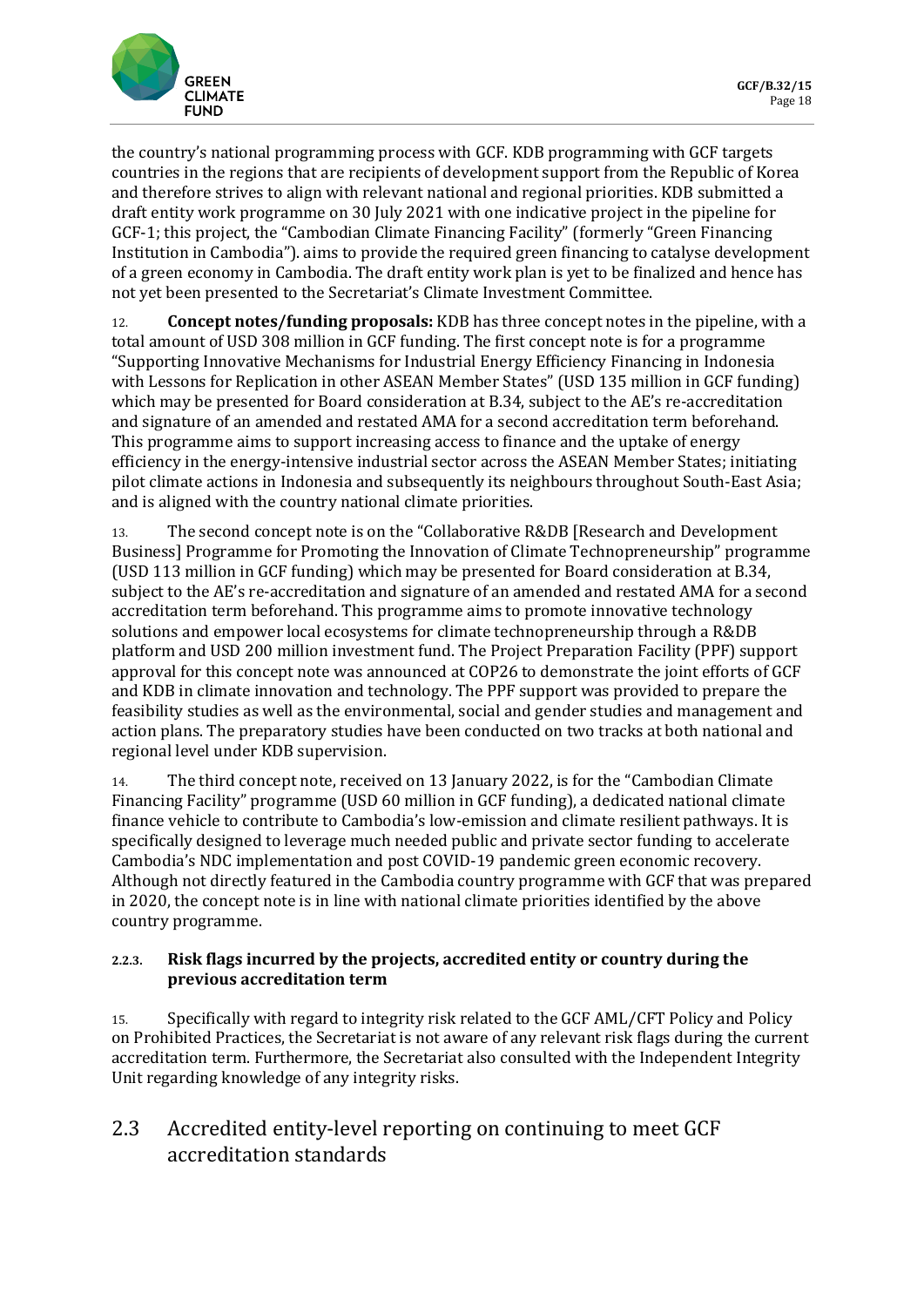the country's national programming process with GCF. KDB programming with GCF targets countries in the regions that are recipients of development support from the Republic of Korea and therefore strives to align with relevant national and regional priorities. KDB submitted a draft entity work programme on 30 July 2021 with one indicative project in the pipeline for GCF-1; this project, the "Cambodian Climate Financing Facility" (formerly "Green Financing Institution in Cambodia"). aims to provide the required green financing to catalyse development of a green economy in Cambodia. The draft entity work plan is yet to be finalized and hence has not yet been presented to the Secretariat's Climate Investment Committee.

12. **Concept notes/funding proposals:** KDB has three concept notes in the pipeline, with a total amount of USD 308 million in GCF funding. The first concept note is for a programme "Supporting Innovative Mechanisms for Industrial Energy Efficiency Financing in Indonesia with Lessons for Replication in other ASEAN Member States" (USD 135 million in GCF funding) which may be presented for Board consideration at B.34, subject to the AE's re-accreditation and signature of an amended and restated AMA for a second accreditation term beforehand. This programme aims to support increasing access to finance and the uptake of energy efficiency in the energy-intensive industrial sector across the ASEAN Member States; initiating pilot climate actions in Indonesia and subsequently its neighbours throughout South-East Asia; and is aligned with the country national climate priorities.

13. The second concept note is on the "Collaborative R&DB [Research and Development Business] Programme for Promoting the Innovation of Climate Technopreneurship" programme (USD 113 million in GCF funding) which may be presented for Board consideration at B.34, subject to the AE's re-accreditation and signature of an amended and restated AMA for a second accreditation term beforehand. This programme aims to promote innovative technology solutions and empower local ecosystems for climate technopreneurship through a R&DB platform and USD 200 million investment fund. The Project Preparation Facility (PPF) support approval for this concept note was announced at COP26 to demonstrate the joint efforts of GCF and KDB in climate innovation and technology. The PPF support was provided to prepare the feasibility studies as well as the environmental, social and gender studies and management and action plans. The preparatory studies have been conducted on two tracks at both national and regional level under KDB supervision.

14. The third concept note, received on 13 January 2022, is for the "Cambodian Climate Financing Facility" programme (USD 60 million in GCF funding), a dedicated national climate finance vehicle to contribute to Cambodia's low-emission and climate resilient pathways. It is specifically designed to leverage much needed public and private sector funding to accelerate Cambodia's NDC implementation and post COVID-19 pandemic green economic recovery. Although not directly featured in the Cambodia country programme with GCF that was prepared in 2020, the concept note is in line with national climate priorities identified by the above country programme.

#### 2.2.3. Risk flags incurred by the projects, accredited entity or country during the previous accreditation term

15. Specifically with regard to integrity risk related to the GCF AML/CFT Policy and Policy on Prohibited Practices, the Secretariat is not aware of any relevant risk flags during the current accreditation term. Furthermore, the Secretariat also consulted with the Independent Integrity Unit regarding knowledge of any integrity risks.

## 2.3 Accredited entity-level reporting on continuing to meet GCF accreditation standards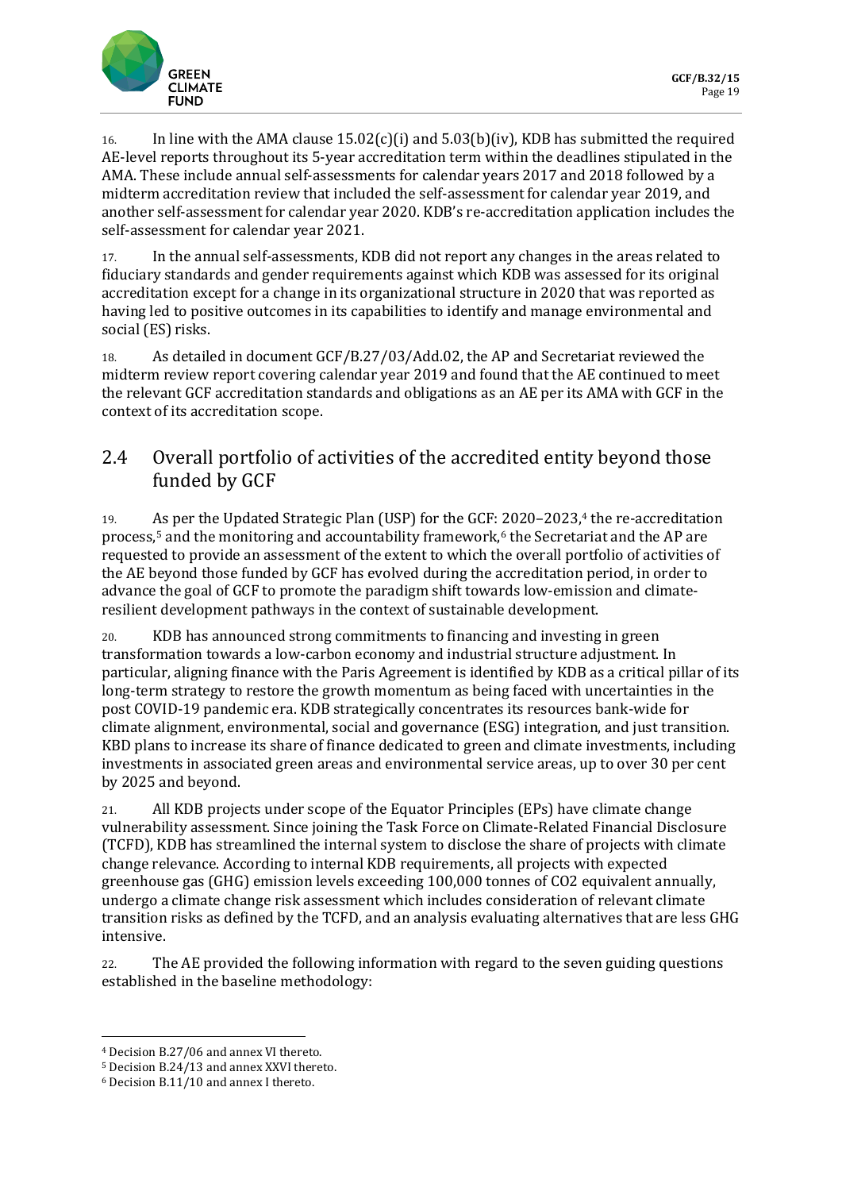16. In line with the AMA clause 15.02(c)(i) and 5.03(b)(iv), KDB has submitted the required AE-level reports throughout its 5-year accreditation term within the deadlines stipulated in the AMA. These include annual self-assessments for calendar years 2017 and 2018 followed by a midterm accreditation review that included the self-assessment for calendar year 2019, and another self-assessment for calendar year 2020. KDB's re-accreditation application includes the self-assessment for calendar year 2021.

17. In the annual self-assessments, KDB did not report any changes in the areas related to fiduciary standards and gender requirements against which KDB was assessed for its original accreditation except for a change in its organizational structure in 2020 that was reported as having led to positive outcomes in its capabilities to identify and manage environmental and social (ES) risks.

18. As detailed in document GCF/B.27/03/Add.02, the AP and Secretariat reviewed the midterm review report covering calendar year 2019 and found that the AE continued to meet the relevant GCF accreditation standards and obligations as an AE per its AMA with GCF in the context of its accreditation scope.

## 2.4 Overall portfolio of activities of the accredited entity beyond those funded by GCF

19. As per the Updated Strategic Plan (USP) for the GCF: 2020–2023,[4] the re-accreditation process,[5] and the monitoring and accountability framework,[6] the Secretariat and the AP are requested to provide an assessment of the extent to which the overall portfolio of activities of the AE beyond those funded by GCF has evolved during the accreditation period, in order to advance the goal of GCF to promote the paradigm shift towards low-emission and climate-resilient development pathways in the context of sustainable development.

20. KDB has announced strong commitments to financing and investing in green transformation towards a low-carbon economy and industrial structure adjustment. In particular, aligning finance with the Paris Agreement is identified by KDB as a critical pillar of its long-term strategy to restore the growth momentum as being faced with uncertainties in the post COVID-19 pandemic era. KDB strategically concentrates its resources bank-wide for climate alignment, environmental, social and governance (ESG) integration, and just transition. KBD plans to increase its share of finance dedicated to green and climate investments, including investments in associated green areas and environmental service areas, up to over 30 per cent by 2025 and beyond.

21. All KDB projects under scope of the Equator Principles (EPs) have climate change vulnerability assessment. Since joining the Task Force on Climate-Related Financial Disclosure (TCFD), KDB has streamlined the internal system to disclose the share of projects with climate change relevance. According to internal KDB requirements, all projects with expected greenhouse gas (GHG) emission levels exceeding 100,000 tonnes of $CO_2$ equivalent annually, undergo a climate change risk assessment which includes consideration of relevant climate transition risks as defined by the TCFD, and an analysis evaluating alternatives that are less GHG intensive.

22. The AE provided the following information with regard to the seven guiding questions established in the baseline methodology:

---

[4] Decision B.27/06 and annex VI thereto.

[5] Decision B.24/13 and annex XXVI thereto.

[6] Decision B.11/10 and annex I thereto.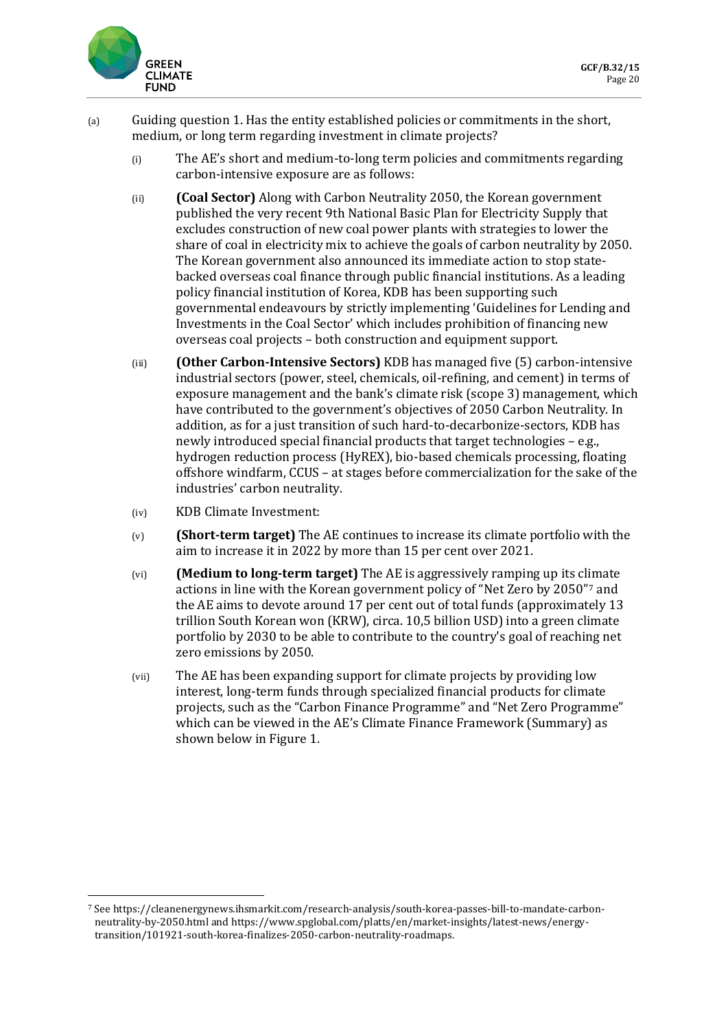(a) Guiding question 1. Has the entity established policies or commitments in the short, medium, or long term regarding investment in climate projects?

(i) The AE's short and medium-to-long term policies and commitments regarding carbon-intensive exposure are as follows:

(ii) **(Coal Sector)** Along with Carbon Neutrality 2050, the Korean government published the very recent 9th National Basic Plan for Electricity Supply that excludes construction of new coal power plants with strategies to lower the share of coal in electricity mix to achieve the goals of carbon neutrality by 2050. The Korean government also announced its immediate action to stop state-backed overseas coal finance through public financial institutions. As a leading policy financial institution of Korea, KDB has been supporting such governmental endeavours by strictly implementing 'Guidelines for Lending and Investments in the Coal Sector' which includes prohibition of financing new overseas coal projects – both construction and equipment support.

(iii) **(Other Carbon-Intensive Sectors)** KDB has managed five (5) carbon-intensive industrial sectors (power, steel, chemicals, oil-refining, and cement) in terms of exposure management and the bank's climate risk (scope 3) management, which have contributed to the government's objectives of 2050 Carbon Neutrality. In addition, as for a just transition of such hard-to-decarbonize-sectors, KDB has newly introduced special financial products that target technologies – e.g., hydrogen reduction process (HyREX), bio-based chemicals processing, floating offshore windfarm, CCUS – at stages before commercialization for the sake of the industries' carbon neutrality.

(iv) KDB Climate Investment:

(v) **(Short-term target)** The AE continues to increase its climate portfolio with the aim to increase it in 2022 by more than 15 per cent over 2021.

(vi) **(Medium to long-term target)** The AE is aggressively ramping up its climate actions in line with the Korean government policy of "Net Zero by 2050"[7] and the AE aims to devote around 17 per cent out of total funds (approximately 13 trillion South Korean won (KRW), circa. 10,5 billion USD) into a green climate portfolio by 2030 to be able to contribute to the country's goal of reaching net zero emissions by 2050.

(vii) The AE has been expanding support for climate projects by providing low interest, long-term funds through specialized financial products for climate projects, such as the "Carbon Finance Programme" and "Net Zero Programme" which can be viewed in the AE's Climate Finance Framework (Summary) as shown below in Figure 1.

[7] See https://cleanenergynews.ihsmarkit.com/research-analysis/south-korea-passes-bill-to-mandate-carbon-neutrality-by-2050.html and https://www.spglobal.com/platts/en/market-insights/latest-news/energy-transition/101921-south-korea-finalizes-2050-carbon-neutrality-roadmaps.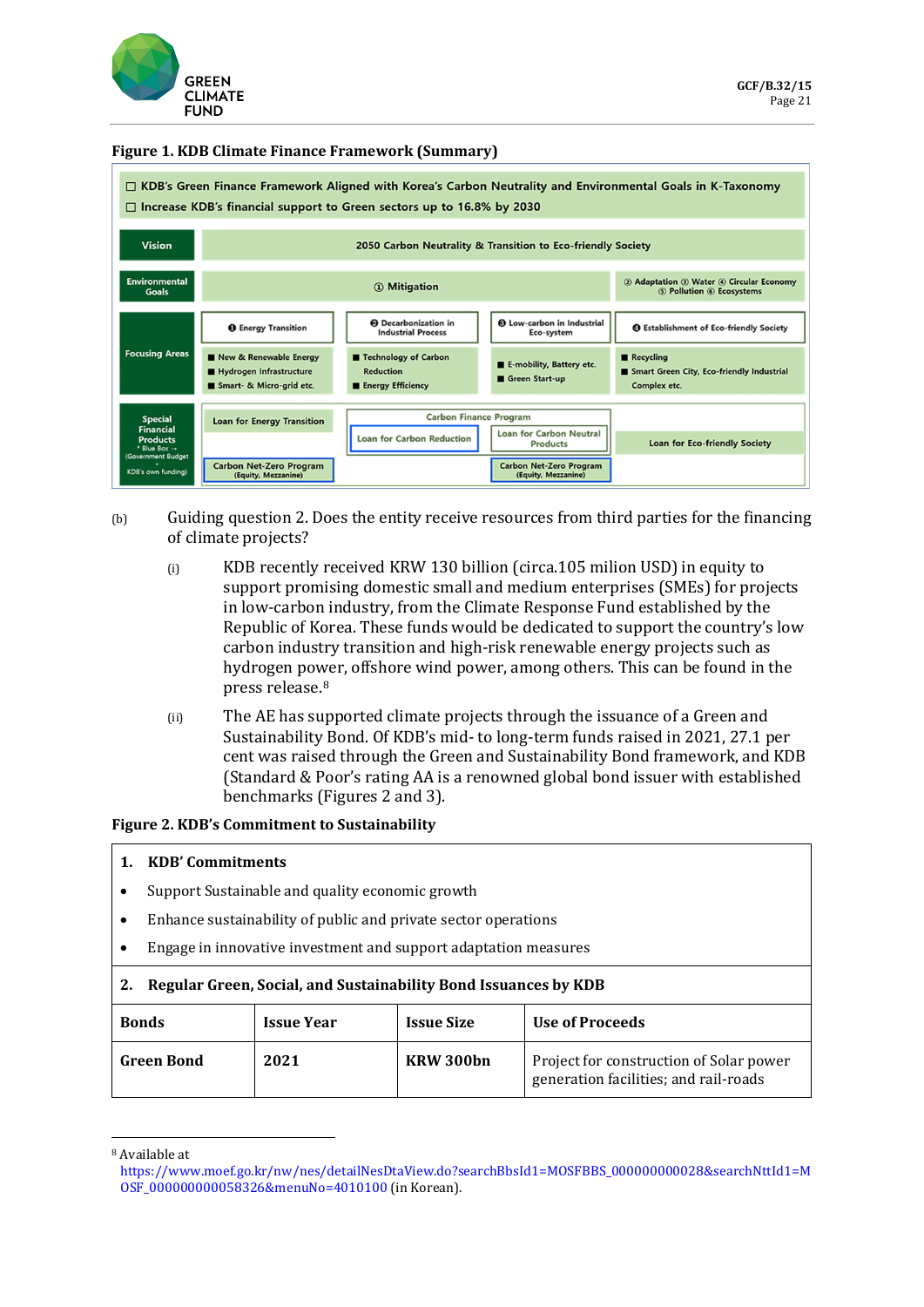**Figure 1. KDB Climate Finance Framework (Summary)**

☐ KDB's Green Finance Framework Aligned with Korea's Carbon Neutrality and Environmental Goals in K-Taxonomy
☐ Increase KDB's financial support to Green sectors up to 16.8% by 2030

| | | | | |
|---|---|---|---|---|
| Vision | 2050 Carbon Neutrality & Transition to Eco-friendly Society | | | |
| Environmental Goals | ① Mitigation | | | ② Adaptation ③ Water ④ Circular Economy ⑤ Pollution ⑥ Ecosystems |
| Focusing Areas | ❶ Energy Transition | ❷ Decarbonization in Industrial Process | ❸ Low-carbon in Industrial Eco-system | ❹ Establishment of Eco-friendly Society |
| | ■ New & Renewable Energy ■ Hydrogen Infrastructure ■ Smart- & Micro-grid etc. | ■ Technology of Carbon Reduction ■ Energy Efficiency | ■ E-mobility, Battery etc. ■ Green Start-up | ■ Recycling ■ Smart Green City, Eco-friendly Industrial Complex etc. |
| Special Financial Products (* Blue Box → Government Budget + KDB's own funding) | Loan for Energy Transition | Carbon Finance Program: Loan for Carbon Reduction | Carbon Finance Program: Loan for Carbon Neutral Products | Loan for Eco-friendly Society |
| | Carbon Net-Zero Program (Equity, Mezzanine) | | Carbon Net-Zero Program (Equity, Mezzanine) | |

(b) Guiding question 2. Does the entity receive resources from third parties for the financing of climate projects?

(i) KDB recently received KRW 130 billion (circa.105 milion USD) in equity to support promising domestic small and medium enterprises (SMEs) for projects in low-carbon industry, from the Climate Response Fund established by the Republic of Korea. These funds would be dedicated to support the country's low carbon industry transition and high-risk renewable energy projects such as hydrogen power, offshore wind power, among others. This can be found in the press release.[8]

(ii) The AE has supported climate projects through the issuance of a Green and Sustainability Bond. Of KDB's mid- to long-term funds raised in 2021, 27.1 per cent was raised through the Green and Sustainability Bond framework, and KDB (Standard & Poor's rating AA is a renowned global bond issuer with established benchmarks (Figures 2 and 3).

**Figure 2. KDB's Commitment to Sustainability**

**1. KDB' Commitments**

- Support Sustainable and quality economic growth
- Enhance sustainability of public and private sector operations
- Engage in innovative investment and support adaptation measures

**2. Regular Green, Social, and Sustainability Bond Issuances by KDB**

| Bonds | Issue Year | Issue Size | Use of Proceeds |
|---|---|---|---|
| **Green Bond** | **2021** | **KRW 300bn** | Project for construction of Solar power generation facilities; and rail-roads |

[8] Available at https://www.moef.go.kr/nw/nes/detailNesDtaView.do?searchBbsId1=MOSFBBS_000000000028&searchNttId1=MOSF_000000000058326&menuNo=4010100 (in Korean).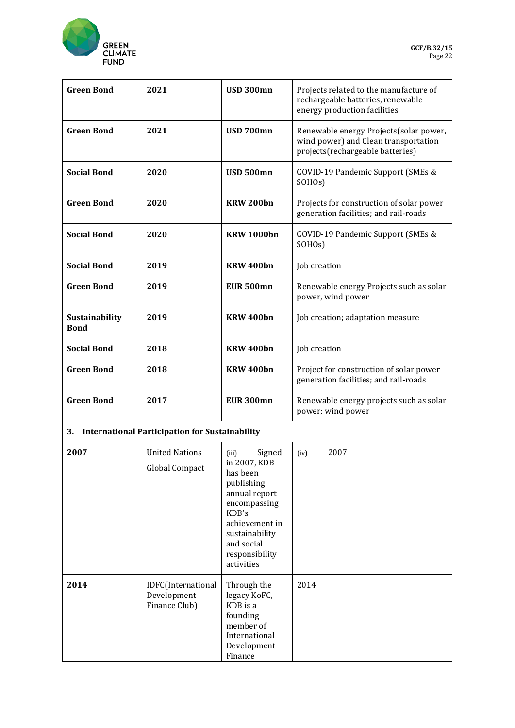| | | | |
|---|---|---|---|
| **Green Bond** | **2021** | **USD 300mn** | Projects related to the manufacture of rechargeable batteries, renewable energy production facilities |
| **Green Bond** | **2021** | **USD 700mn** | Renewable energy Projects(solar power, wind power) and Clean transportation projects(rechargeable batteries) |
| **Social Bond** | **2020** | **USD 500mn** | COVID-19 Pandemic Support (SMEs & SOHOs) |
| **Green Bond** | **2020** | **KRW 200bn** | Projects for construction of solar power generation facilities; and rail-roads |
| **Social Bond** | **2020** | **KRW 1000bn** | COVID-19 Pandemic Support (SMEs & SOHOs) |
| **Social Bond** | **2019** | **KRW 400bn** | Job creation |
| **Green Bond** | **2019** | **EUR 500mn** | Renewable energy Projects such as solar power, wind power |
| **Sustainability Bond** | **2019** | **KRW 400bn** | Job creation; adaptation measure |
| **Social Bond** | **2018** | **KRW 400bn** | Job creation |
| **Green Bond** | **2018** | **KRW 400bn** | Project for construction of solar power generation facilities; and rail-roads |
| **Green Bond** | **2017** | **EUR 300mn** | Renewable energy projects such as solar power; wind power |
| **3. International Participation for Sustainability** | | | |
| **2007** | United Nations Global Compact | (iii) Signed in 2007, KDB has been publishing annual report encompassing KDB's achievement in sustainability and social responsibility activities | (iv) 2007 |
| **2014** | IDFC(International Development Finance Club) | Through the legacy KoFC, KDB is a founding member of International Development Finance | 2014 |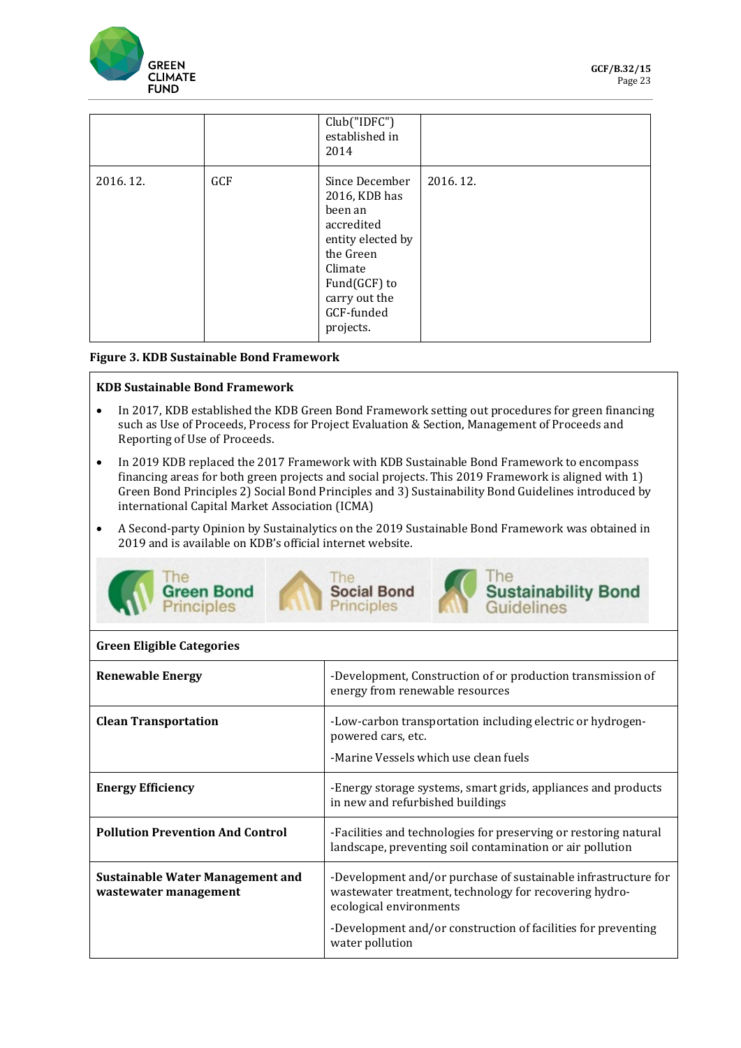|  |  | Club("IDFC") established in 2014 |  |
|---|---|---|---|
| 2016. 12. | GCF | Since December 2016, KDB has been an accredited entity elected by the Green Climate Fund(GCF) to carry out the GCF-funded projects. | 2016. 12. |

**Figure 3. KDB Sustainable Bond Framework**

**KDB Sustainable Bond Framework**

- In 2017, KDB established the KDB Green Bond Framework setting out procedures for green financing such as Use of Proceeds, Process for Project Evaluation & Section, Management of Proceeds and Reporting of Use of Proceeds.
- In 2019 KDB replaced the 2017 Framework with KDB Sustainable Bond Framework to encompass financing areas for both green projects and social projects. This 2019 Framework is aligned with 1) Green Bond Principles 2) Social Bond Principles and 3) Sustainability Bond Guidelines introduced by international Capital Market Association (ICMA)
- A Second-party Opinion by Sustainalytics on the 2019 Sustainable Bond Framework was obtained in 2019 and is available on KDB's official internet website.

The Green Bond Principles | The Social Bond Principles | The Sustainability Bond Guidelines

| Green Eligible Categories | |
|---|---|
| **Renewable Energy** | -Development, Construction of or production transmission of energy from renewable resources |
| **Clean Transportation** | -Low-carbon transportation including electric or hydrogen-powered cars, etc.<br>-Marine Vessels which use clean fuels |
| **Energy Efficiency** | -Energy storage systems, smart grids, appliances and products in new and refurbished buildings |
| **Pollution Prevention And Control** | -Facilities and technologies for preserving or restoring natural landscape, preventing soil contamination or air pollution |
| **Sustainable Water Management and wastewater management** | -Development and/or purchase of sustainable infrastructure for wastewater treatment, technology for recovering hydro-ecological environments<br>-Development and/or construction of facilities for preventing water pollution |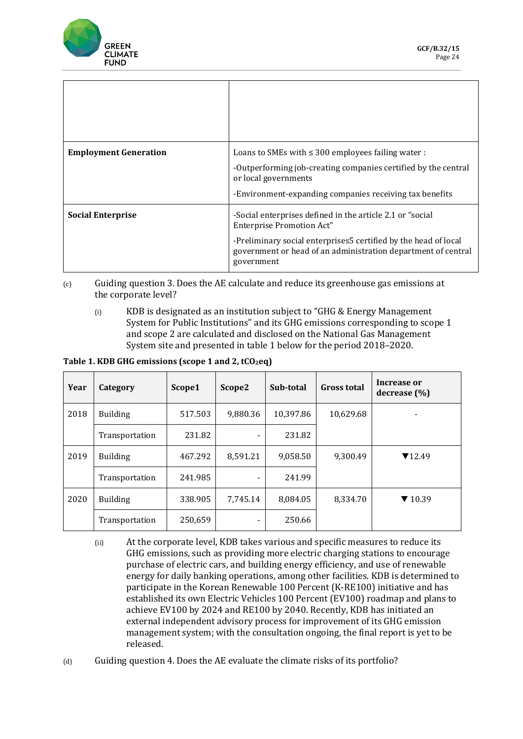| | |
|---|---|
| | |
| **Employment Generation** | Loans to SMEs with ≤ 300 employees failing water :<br>-Outperforming job-creating companies certified by the central or local governments<br>-Environment-expanding companies receiving tax benefits |
| **Social Enterprise** | -Social enterprises defined in the article 2.1 or "social Enterprise Promotion Act"<br>-Preliminary social enterprises5 certified by the head of local government or head of an administration department of central government |

(c) Guiding question 3. Does the AE calculate and reduce its greenhouse gas emissions at the corporate level?

(i) KDB is designated as an institution subject to "GHG & Energy Management System for Public Institutions" and its GHG emissions corresponding to scope 1 and scope 2 are calculated and disclosed on the National Gas Management System site and presented in table 1 below for the period 2018–2020.

**Table 1. KDB GHG emissions (scope 1 and 2, $tCO_2eq$)**

| Year | Category | Scope1 | Scope2 | Sub-total | Gross total | Increase or decrease (%) |
|---|---|---|---|---|---|---|
| 2018 | Building | 517.503 | 9,880.36 | 10,397.86 | 10,629.68 | - |
| | Transportation | 231.82 | - | 231.82 | | |
| 2019 | Building | 467.292 | 8,591.21 | 9,058.50 | 9,300.49 | ▼12.49 |
| | Transportation | 241.985 | - | 241.99 | | |
| 2020 | Building | 338.905 | 7,745.14 | 8,084.05 | 8,334.70 | ▼ 10.39 |
| | Transportation | 250,659 | - | 250.66 | | |

(ii) At the corporate level, KDB takes various and specific measures to reduce its GHG emissions, such as providing more electric charging stations to encourage purchase of electric cars, and building energy efficiency, and use of renewable energy for daily banking operations, among other facilities. KDB is determined to participate in the Korean Renewable 100 Percent (K-RE100) initiative and has established its own Electric Vehicles 100 Percent (EV100) roadmap and plans to achieve EV100 by 2024 and RE100 by 2040. Recently, KDB has initiated an external independent advisory process for improvement of its GHG emission management system; with the consultation ongoing, the final report is yet to be released.

(d) Guiding question 4. Does the AE evaluate the climate risks of its portfolio?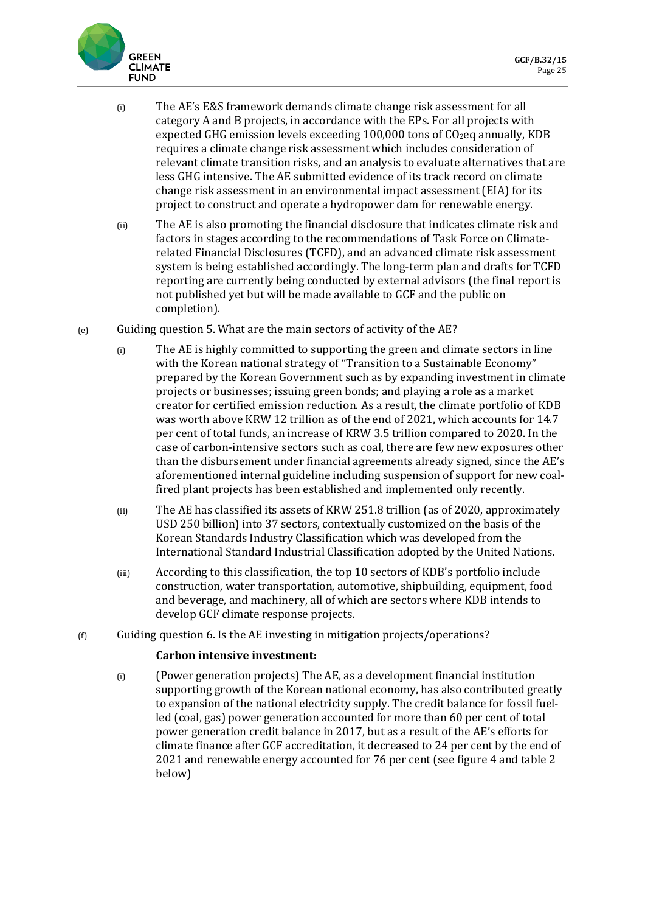(i) The AE's E&S framework demands climate change risk assessment for all category A and B projects, in accordance with the EPs. For all projects with expected GHG emission levels exceeding 100,000 tons of $CO_2$eq annually, KDB requires a climate change risk assessment which includes consideration of relevant climate transition risks, and an analysis to evaluate alternatives that are less GHG intensive. The AE submitted evidence of its track record on climate change risk assessment in an environmental impact assessment (EIA) for its project to construct and operate a hydropower dam for renewable energy.

(ii) The AE is also promoting the financial disclosure that indicates climate risk and factors in stages according to the recommendations of Task Force on Climate-related Financial Disclosures (TCFD), and an advanced climate risk assessment system is being established accordingly. The long-term plan and drafts for TCFD reporting are currently being conducted by external advisors (the final report is not published yet but will be made available to GCF and the public on completion).

(e) Guiding question 5. What are the main sectors of activity of the AE?

(i) The AE is highly committed to supporting the green and climate sectors in line with the Korean national strategy of "Transition to a Sustainable Economy" prepared by the Korean Government such as by expanding investment in climate projects or businesses; issuing green bonds; and playing a role as a market creator for certified emission reduction. As a result, the climate portfolio of KDB was worth above KRW 12 trillion as of the end of 2021, which accounts for 14.7 per cent of total funds, an increase of KRW 3.5 trillion compared to 2020. In the case of carbon-intensive sectors such as coal, there are few new exposures other than the disbursement under financial agreements already signed, since the AE's aforementioned internal guideline including suspension of support for new coal-fired plant projects has been established and implemented only recently.

(ii) The AE has classified its assets of KRW 251.8 trillion (as of 2020, approximately USD 250 billion) into 37 sectors, contextually customized on the basis of the Korean Standards Industry Classification which was developed from the International Standard Industrial Classification adopted by the United Nations.

(iii) According to this classification, the top 10 sectors of KDB's portfolio include construction, water transportation, automotive, shipbuilding, equipment, food and beverage, and machinery, all of which are sectors where KDB intends to develop GCF climate response projects.

(f) Guiding question 6. Is the AE investing in mitigation projects/operations?

**Carbon intensive investment:**

(i) (Power generation projects) The AE, as a development financial institution supporting growth of the Korean national economy, has also contributed greatly to expansion of the national electricity supply. The credit balance for fossil fuel-led (coal, gas) power generation accounted for more than 60 per cent of total power generation credit balance in 2017, but as a result of the AE's efforts for climate finance after GCF accreditation, it decreased to 24 per cent by the end of 2021 and renewable energy accounted for 76 per cent (see figure 4 and table 2 below)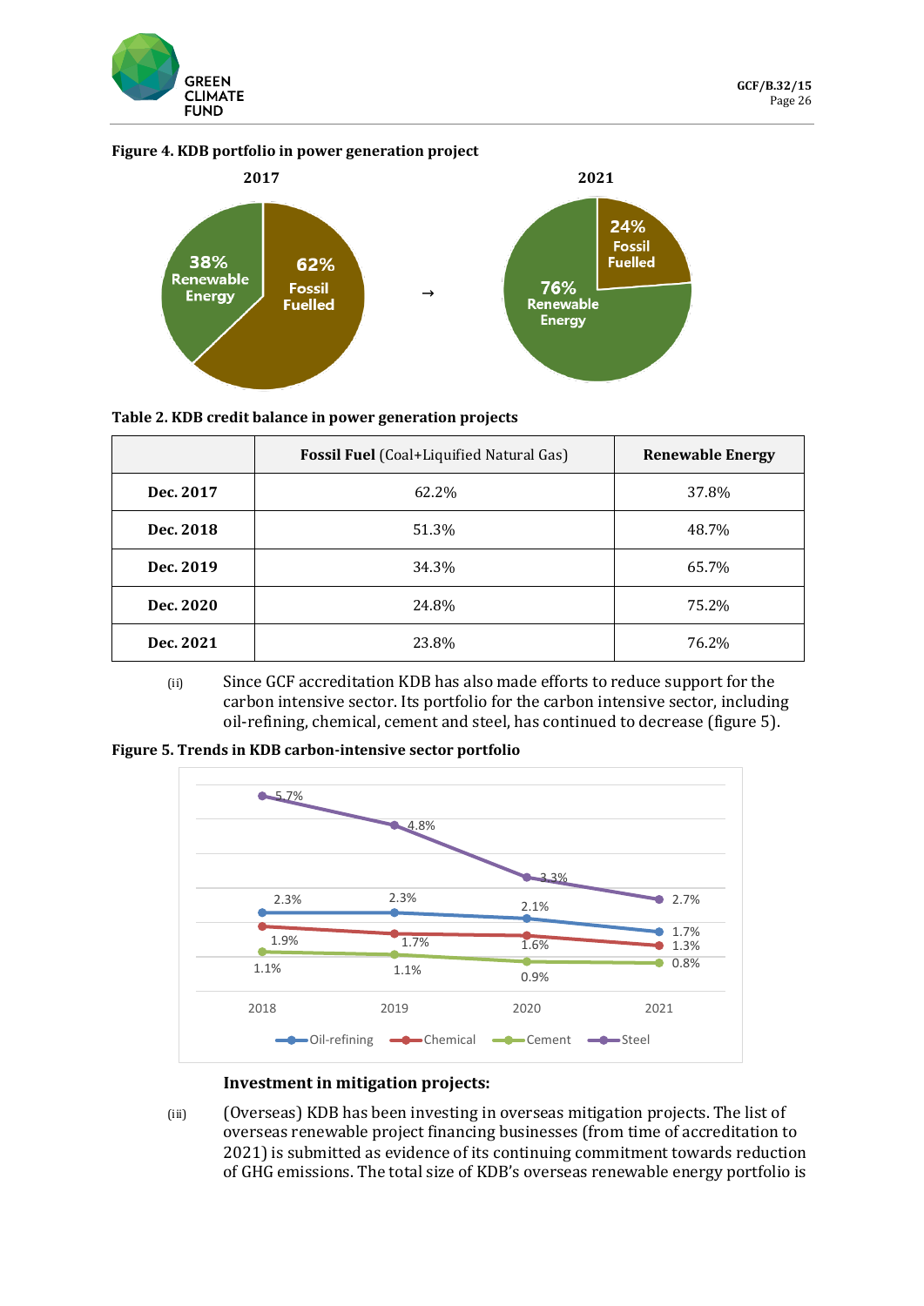**Figure 4. KDB portfolio in power generation project**

**Table 2. KDB credit balance in power generation projects**

| | **Fossil Fuel** (Coal+Liquified Natural Gas) | **Renewable Energy** |
|---|---|---|
| **Dec. 2017** | 62.2% | 37.8% |
| **Dec. 2018** | 51.3% | 48.7% |
| **Dec. 2019** | 34.3% | 65.7% |
| **Dec. 2020** | 24.8% | 75.2% |
| **Dec. 2021** | 23.8% | 76.2% |

(ii) Since GCF accreditation KDB has also made efforts to reduce support for the carbon intensive sector. Its portfolio for the carbon intensive sector, including oil-refining, chemical, cement and steel, has continued to decrease (figure 5).

**Figure 5. Trends in KDB carbon-intensive sector portfolio**

**Investment in mitigation projects:**

(iii) (Overseas) KDB has been investing in overseas mitigation projects. The list of overseas renewable project financing businesses (from time of accreditation to 2021) is submitted as evidence of its continuing commitment towards reduction of GHG emissions. The total size of KDB's overseas renewable energy portfolio is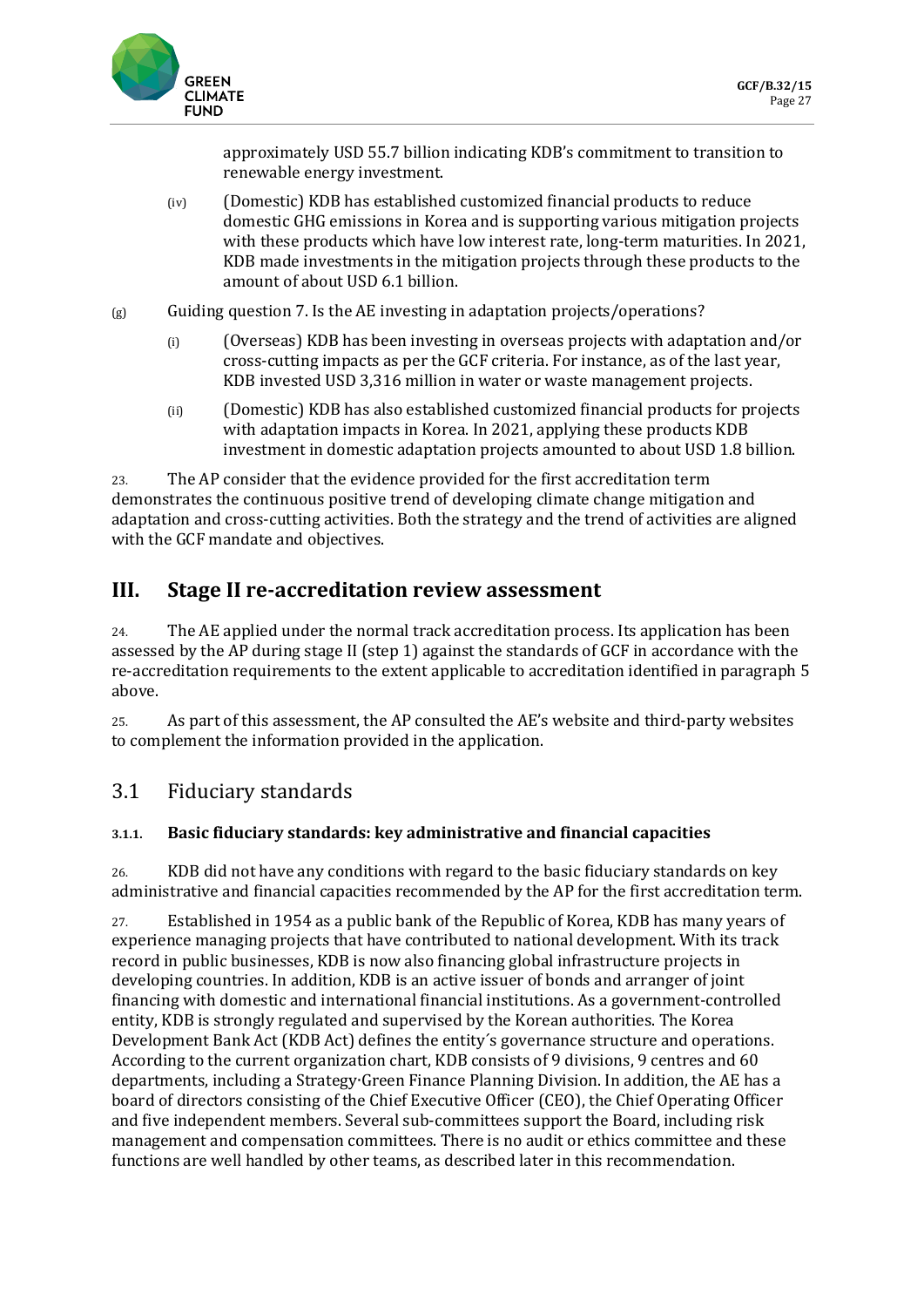approximately USD 55.7 billion indicating KDB's commitment to transition to renewable energy investment.

(iv) (Domestic) KDB has established customized financial products to reduce domestic GHG emissions in Korea and is supporting various mitigation projects with these products which have low interest rate, long-term maturities. In 2021, KDB made investments in the mitigation projects through these products to the amount of about USD 6.1 billion.

(g) Guiding question 7. Is the AE investing in adaptation projects/operations?

(i) (Overseas) KDB has been investing in overseas projects with adaptation and/or cross-cutting impacts as per the GCF criteria. For instance, as of the last year, KDB invested USD 3,316 million in water or waste management projects.

(ii) (Domestic) KDB has also established customized financial products for projects with adaptation impacts in Korea. In 2021, applying these products KDB investment in domestic adaptation projects amounted to about USD 1.8 billion.

23. The AP consider that the evidence provided for the first accreditation term demonstrates the continuous positive trend of developing climate change mitigation and adaptation and cross-cutting activities. Both the strategy and the trend of activities are aligned with the GCF mandate and objectives.

# III. Stage II re-accreditation review assessment

24. The AE applied under the normal track accreditation process. Its application has been assessed by the AP during stage II (step 1) against the standards of GCF in accordance with the re-accreditation requirements to the extent applicable to accreditation identified in paragraph 5 above.

25. As part of this assessment, the AP consulted the AE's website and third-party websites to complement the information provided in the application.

## 3.1 Fiduciary standards

### 3.1.1. Basic fiduciary standards: key administrative and financial capacities

26. KDB did not have any conditions with regard to the basic fiduciary standards on key administrative and financial capacities recommended by the AP for the first accreditation term.

27. Established in 1954 as a public bank of the Republic of Korea, KDB has many years of experience managing projects that have contributed to national development. With its track record in public businesses, KDB is now also financing global infrastructure projects in developing countries. In addition, KDB is an active issuer of bonds and arranger of joint financing with domestic and international financial institutions. As a government-controlled entity, KDB is strongly regulated and supervised by the Korean authorities. The Korea Development Bank Act (KDB Act) defines the entity´s governance structure and operations. According to the current organization chart, KDB consists of 9 divisions, 9 centres and 60 departments, including a Strategy·Green Finance Planning Division. In addition, the AE has a board of directors consisting of the Chief Executive Officer (CEO), the Chief Operating Officer and five independent members. Several sub-committees support the Board, including risk management and compensation committees. There is no audit or ethics committee and these functions are well handled by other teams, as described later in this recommendation.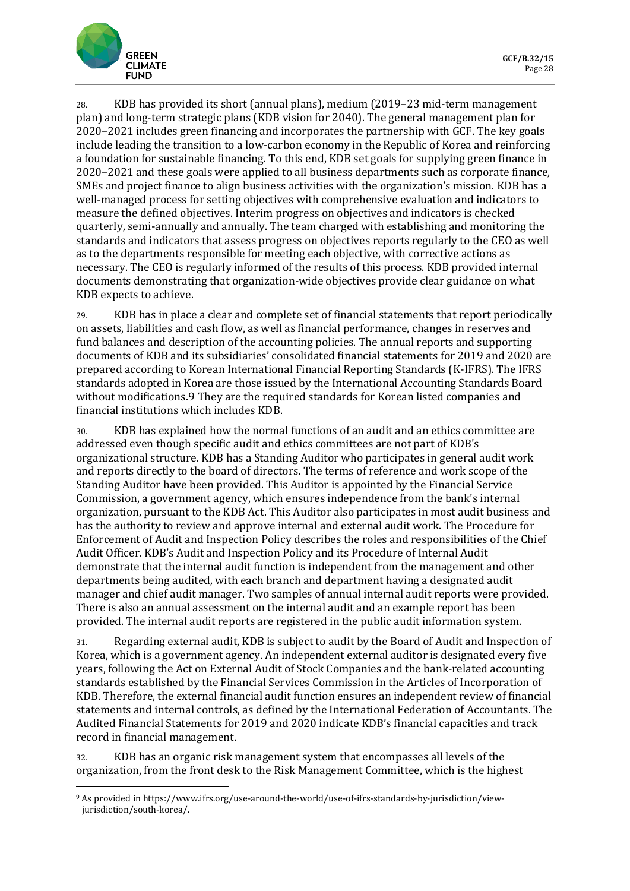28. KDB has provided its short (annual plans), medium (2019–23 mid-term management plan) and long-term strategic plans (KDB vision for 2040). The general management plan for 2020–2021 includes green financing and incorporates the partnership with GCF. The key goals include leading the transition to a low-carbon economy in the Republic of Korea and reinforcing a foundation for sustainable financing. To this end, KDB set goals for supplying green finance in 2020–2021 and these goals were applied to all business departments such as corporate finance, SMEs and project finance to align business activities with the organization's mission. KDB has a well-managed process for setting objectives with comprehensive evaluation and indicators to measure the defined objectives. Interim progress on objectives and indicators is checked quarterly, semi-annually and annually. The team charged with establishing and monitoring the standards and indicators that assess progress on objectives reports regularly to the CEO as well as to the departments responsible for meeting each objective, with corrective actions as necessary. The CEO is regularly informed of the results of this process. KDB provided internal documents demonstrating that organization-wide objectives provide clear guidance on what KDB expects to achieve.

29. KDB has in place a clear and complete set of financial statements that report periodically on assets, liabilities and cash flow, as well as financial performance, changes in reserves and fund balances and description of the accounting policies. The annual reports and supporting documents of KDB and its subsidiaries' consolidated financial statements for 2019 and 2020 are prepared according to Korean International Financial Reporting Standards (K-IFRS). The IFRS standards adopted in Korea are those issued by the International Accounting Standards Board without modifications.[9] They are the required standards for Korean listed companies and financial institutions which includes KDB.

30. KDB has explained how the normal functions of an audit and an ethics committee are addressed even though specific audit and ethics committees are not part of KDB's organizational structure. KDB has a Standing Auditor who participates in general audit work and reports directly to the board of directors. The terms of reference and work scope of the Standing Auditor have been provided. This Auditor is appointed by the Financial Service Commission, a government agency, which ensures independence from the bank's internal organization, pursuant to the KDB Act. This Auditor also participates in most audit business and has the authority to review and approve internal and external audit work. The Procedure for Enforcement of Audit and Inspection Policy describes the roles and responsibilities of the Chief Audit Officer. KDB's Audit and Inspection Policy and its Procedure of Internal Audit demonstrate that the internal audit function is independent from the management and other departments being audited, with each branch and department having a designated audit manager and chief audit manager. Two samples of annual internal audit reports were provided. There is also an annual assessment on the internal audit and an example report has been provided. The internal audit reports are registered in the public audit information system.

31. Regarding external audit, KDB is subject to audit by the Board of Audit and Inspection of Korea, which is a government agency. An independent external auditor is designated every five years, following the Act on External Audit of Stock Companies and the bank-related accounting standards established by the Financial Services Commission in the Articles of Incorporation of KDB. Therefore, the external financial audit function ensures an independent review of financial statements and internal controls, as defined by the International Federation of Accountants. The Audited Financial Statements for 2019 and 2020 indicate KDB's financial capacities and track record in financial management.

32. KDB has an organic risk management system that encompasses all levels of the organization, from the front desk to the Risk Management Committee, which is the highest

---

[9] As provided in https://www.ifrs.org/use-around-the-world/use-of-ifrs-standards-by-jurisdiction/view-jurisdiction/south-korea/.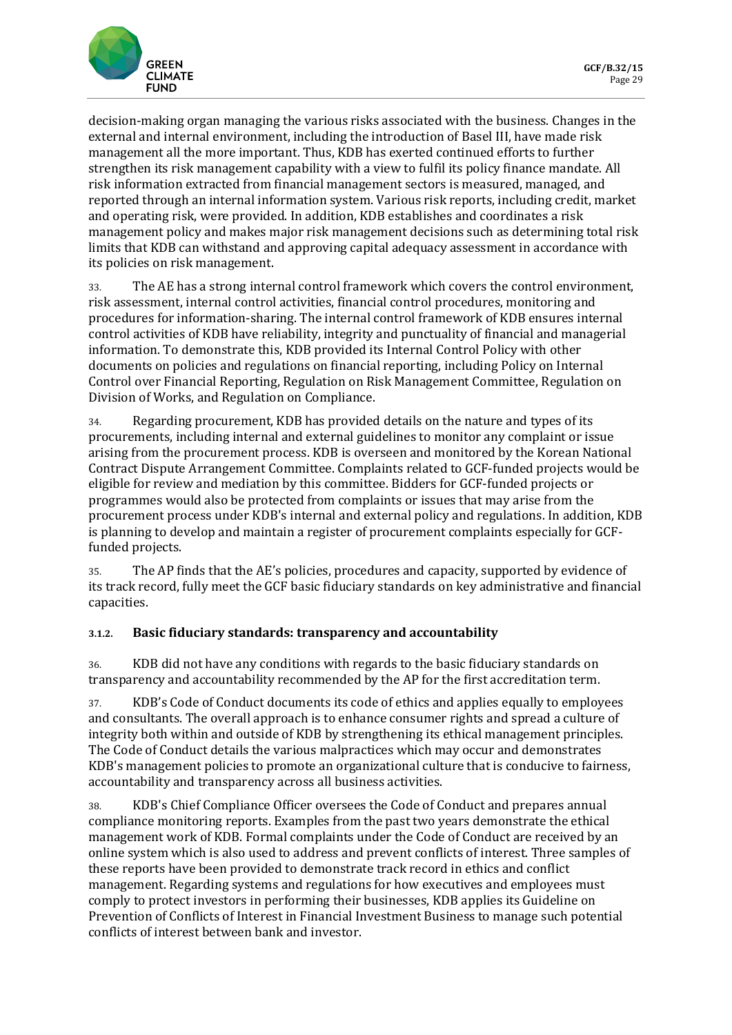decision-making organ managing the various risks associated with the business. Changes in the external and internal environment, including the introduction of Basel III, have made risk management all the more important. Thus, KDB has exerted continued efforts to further strengthen its risk management capability with a view to fulfil its policy finance mandate. All risk information extracted from financial management sectors is measured, managed, and reported through an internal information system. Various risk reports, including credit, market and operating risk, were provided. In addition, KDB establishes and coordinates a risk management policy and makes major risk management decisions such as determining total risk limits that KDB can withstand and approving capital adequacy assessment in accordance with its policies on risk management.

33. The AE has a strong internal control framework which covers the control environment, risk assessment, internal control activities, financial control procedures, monitoring and procedures for information-sharing. The internal control framework of KDB ensures internal control activities of KDB have reliability, integrity and punctuality of financial and managerial information. To demonstrate this, KDB provided its Internal Control Policy with other documents on policies and regulations on financial reporting, including Policy on Internal Control over Financial Reporting, Regulation on Risk Management Committee, Regulation on Division of Works, and Regulation on Compliance.

34. Regarding procurement, KDB has provided details on the nature and types of its procurements, including internal and external guidelines to monitor any complaint or issue arising from the procurement process. KDB is overseen and monitored by the Korean National Contract Dispute Arrangement Committee. Complaints related to GCF-funded projects would be eligible for review and mediation by this committee. Bidders for GCF-funded projects or programmes would also be protected from complaints or issues that may arise from the procurement process under KDB's internal and external policy and regulations. In addition, KDB is planning to develop and maintain a register of procurement complaints especially for GCF-funded projects.

35. The AP finds that the AE's policies, procedures and capacity, supported by evidence of its track record, fully meet the GCF basic fiduciary standards on key administrative and financial capacities.

#### 3.1.2. Basic fiduciary standards: transparency and accountability

36. KDB did not have any conditions with regards to the basic fiduciary standards on transparency and accountability recommended by the AP for the first accreditation term.

37. KDB's Code of Conduct documents its code of ethics and applies equally to employees and consultants. The overall approach is to enhance consumer rights and spread a culture of integrity both within and outside of KDB by strengthening its ethical management principles. The Code of Conduct details the various malpractices which may occur and demonstrates KDB's management policies to promote an organizational culture that is conducive to fairness, accountability and transparency across all business activities.

38. KDB's Chief Compliance Officer oversees the Code of Conduct and prepares annual compliance monitoring reports. Examples from the past two years demonstrate the ethical management work of KDB. Formal complaints under the Code of Conduct are received by an online system which is also used to address and prevent conflicts of interest. Three samples of these reports have been provided to demonstrate track record in ethics and conflict management. Regarding systems and regulations for how executives and employees must comply to protect investors in performing their businesses, KDB applies its Guideline on Prevention of Conflicts of Interest in Financial Investment Business to manage such potential conflicts of interest between bank and investor.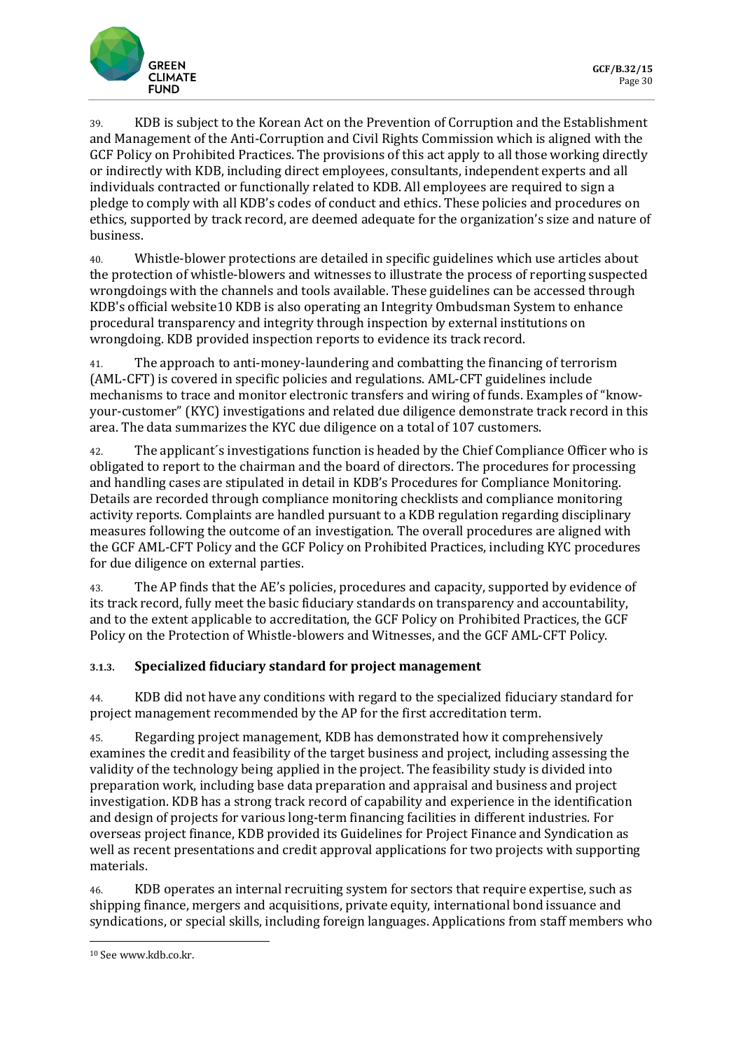39. KDB is subject to the Korean Act on the Prevention of Corruption and the Establishment and Management of the Anti-Corruption and Civil Rights Commission which is aligned with the GCF Policy on Prohibited Practices. The provisions of this act apply to all those working directly or indirectly with KDB, including direct employees, consultants, independent experts and all individuals contracted or functionally related to KDB. All employees are required to sign a pledge to comply with all KDB's codes of conduct and ethics. These policies and procedures on ethics, supported by track record, are deemed adequate for the organization's size and nature of business.

40. Whistle-blower protections are detailed in specific guidelines which use articles about the protection of whistle-blowers and witnesses to illustrate the process of reporting suspected wrongdoings with the channels and tools available. These guidelines can be accessed through KDB's official website[10] KDB is also operating an Integrity Ombudsman System to enhance procedural transparency and integrity through inspection by external institutions on wrongdoing. KDB provided inspection reports to evidence its track record.

41. The approach to anti-money-laundering and combatting the financing of terrorism (AML-CFT) is covered in specific policies and regulations. AML-CFT guidelines include mechanisms to trace and monitor electronic transfers and wiring of funds. Examples of "know-your-customer" (KYC) investigations and related due diligence demonstrate track record in this area. The data summarizes the KYC due diligence on a total of 107 customers.

42. The applicant´s investigations function is headed by the Chief Compliance Officer who is obligated to report to the chairman and the board of directors. The procedures for processing and handling cases are stipulated in detail in KDB's Procedures for Compliance Monitoring. Details are recorded through compliance monitoring checklists and compliance monitoring activity reports. Complaints are handled pursuant to a KDB regulation regarding disciplinary measures following the outcome of an investigation. The overall procedures are aligned with the GCF AML-CFT Policy and the GCF Policy on Prohibited Practices, including KYC procedures for due diligence on external parties.

43. The AP finds that the AE's policies, procedures and capacity, supported by evidence of its track record, fully meet the basic fiduciary standards on transparency and accountability, and to the extent applicable to accreditation, the GCF Policy on Prohibited Practices, the GCF Policy on the Protection of Whistle-blowers and Witnesses, and the GCF AML-CFT Policy.

### 3.1.3. Specialized fiduciary standard for project management

44. KDB did not have any conditions with regard to the specialized fiduciary standard for project management recommended by the AP for the first accreditation term.

45. Regarding project management, KDB has demonstrated how it comprehensively examines the credit and feasibility of the target business and project, including assessing the validity of the technology being applied in the project. The feasibility study is divided into preparation work, including base data preparation and appraisal and business and project investigation. KDB has a strong track record of capability and experience in the identification and design of projects for various long-term financing facilities in different industries. For overseas project finance, KDB provided its Guidelines for Project Finance and Syndication as well as recent presentations and credit approval applications for two projects with supporting materials.

46. KDB operates an internal recruiting system for sectors that require expertise, such as shipping finance, mergers and acquisitions, private equity, international bond issuance and syndications, or special skills, including foreign languages. Applications from staff members who

[10] See www.kdb.co.kr.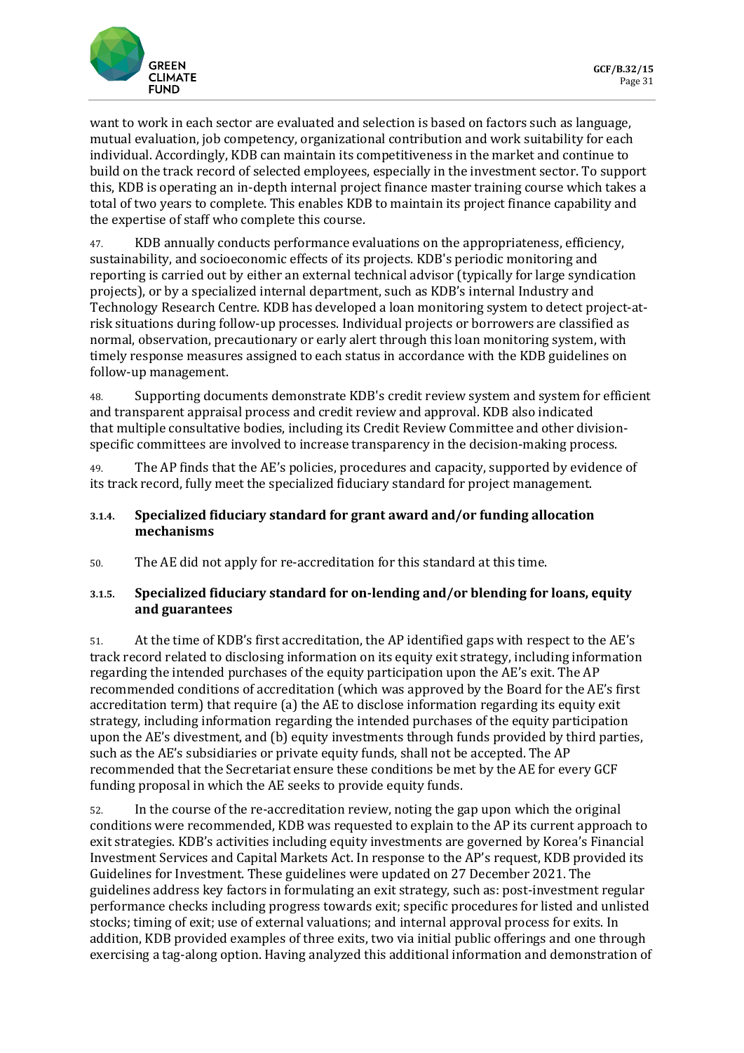want to work in each sector are evaluated and selection is based on factors such as language, mutual evaluation, job competency, organizational contribution and work suitability for each individual. Accordingly, KDB can maintain its competitiveness in the market and continue to build on the track record of selected employees, especially in the investment sector. To support this, KDB is operating an in-depth internal project finance master training course which takes a total of two years to complete. This enables KDB to maintain its project finance capability and the expertise of staff who complete this course.

47. KDB annually conducts performance evaluations on the appropriateness, efficiency, sustainability, and socioeconomic effects of its projects. KDB's periodic monitoring and reporting is carried out by either an external technical advisor (typically for large syndication projects), or by a specialized internal department, such as KDB's internal Industry and Technology Research Centre. KDB has developed a loan monitoring system to detect project-at-risk situations during follow-up processes. Individual projects or borrowers are classified as normal, observation, precautionary or early alert through this loan monitoring system, with timely response measures assigned to each status in accordance with the KDB guidelines on follow-up management.

48. Supporting documents demonstrate KDB's credit review system and system for efficient and transparent appraisal process and credit review and approval. KDB also indicated that multiple consultative bodies, including its Credit Review Committee and other division-specific committees are involved to increase transparency in the decision-making process.

49. The AP finds that the AE's policies, procedures and capacity, supported by evidence of its track record, fully meet the specialized fiduciary standard for project management.

### 3.1.4. Specialized fiduciary standard for grant award and/or funding allocation mechanisms

50. The AE did not apply for re-accreditation for this standard at this time.

### 3.1.5. Specialized fiduciary standard for on-lending and/or blending for loans, equity and guarantees

51. At the time of KDB's first accreditation, the AP identified gaps with respect to the AE's track record related to disclosing information on its equity exit strategy, including information regarding the intended purchases of the equity participation upon the AE's exit. The AP recommended conditions of accreditation (which was approved by the Board for the AE's first accreditation term) that require (a) the AE to disclose information regarding its equity exit strategy, including information regarding the intended purchases of the equity participation upon the AE's divestment, and (b) equity investments through funds provided by third parties, such as the AE's subsidiaries or private equity funds, shall not be accepted. The AP recommended that the Secretariat ensure these conditions be met by the AE for every GCF funding proposal in which the AE seeks to provide equity funds.

52. In the course of the re-accreditation review, noting the gap upon which the original conditions were recommended, KDB was requested to explain to the AP its current approach to exit strategies. KDB's activities including equity investments are governed by Korea's Financial Investment Services and Capital Markets Act. In response to the AP's request, KDB provided its Guidelines for Investment. These guidelines were updated on 27 December 2021. The guidelines address key factors in formulating an exit strategy, such as: post-investment regular performance checks including progress towards exit; specific procedures for listed and unlisted stocks; timing of exit; use of external valuations; and internal approval process for exits. In addition, KDB provided examples of three exits, two via initial public offerings and one through exercising a tag-along option. Having analyzed this additional information and demonstration of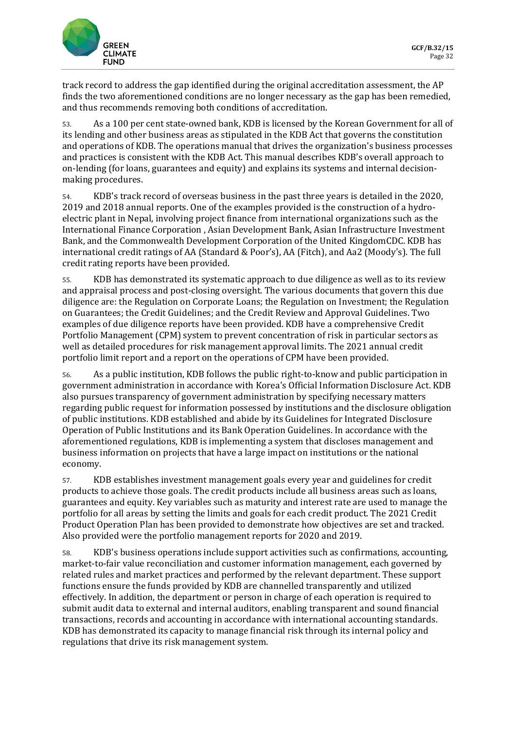track record to address the gap identified during the original accreditation assessment, the AP finds the two aforementioned conditions are no longer necessary as the gap has been remedied, and thus recommends removing both conditions of accreditation.

53. As a 100 per cent state-owned bank, KDB is licensed by the Korean Government for all of its lending and other business areas as stipulated in the KDB Act that governs the constitution and operations of KDB. The operations manual that drives the organization's business processes and practices is consistent with the KDB Act. This manual describes KDB's overall approach to on-lending (for loans, guarantees and equity) and explains its systems and internal decision-making procedures.

54. KDB's track record of overseas business in the past three years is detailed in the 2020, 2019 and 2018 annual reports. One of the examples provided is the construction of a hydro-electric plant in Nepal, involving project finance from international organizations such as the International Finance Corporation , Asian Development Bank, Asian Infrastructure Investment Bank, and the Commonwealth Development Corporation of the United KingdomCDC. KDB has international credit ratings of AA (Standard & Poor's), AA (Fitch), and Aa2 (Moody's). The full credit rating reports have been provided.

55. KDB has demonstrated its systematic approach to due diligence as well as to its review and appraisal process and post-closing oversight. The various documents that govern this due diligence are: the Regulation on Corporate Loans; the Regulation on Investment; the Regulation on Guarantees; the Credit Guidelines; and the Credit Review and Approval Guidelines. Two examples of due diligence reports have been provided. KDB have a comprehensive Credit Portfolio Management (CPM) system to prevent concentration of risk in particular sectors as well as detailed procedures for risk management approval limits. The 2021 annual credit portfolio limit report and a report on the operations of CPM have been provided.

56. As a public institution, KDB follows the public right-to-know and public participation in government administration in accordance with Korea's Official Information Disclosure Act. KDB also pursues transparency of government administration by specifying necessary matters regarding public request for information possessed by institutions and the disclosure obligation of public institutions. KDB established and abide by its Guidelines for Integrated Disclosure Operation of Public Institutions and its Bank Operation Guidelines. In accordance with the aforementioned regulations, KDB is implementing a system that discloses management and business information on projects that have a large impact on institutions or the national economy.

57. KDB establishes investment management goals every year and guidelines for credit products to achieve those goals. The credit products include all business areas such as loans, guarantees and equity. Key variables such as maturity and interest rate are used to manage the portfolio for all areas by setting the limits and goals for each credit product. The 2021 Credit Product Operation Plan has been provided to demonstrate how objectives are set and tracked. Also provided were the portfolio management reports for 2020 and 2019.

58. KDB's business operations include support activities such as confirmations, accounting, market-to-fair value reconciliation and customer information management, each governed by related rules and market practices and performed by the relevant department. These support functions ensure the funds provided by KDB are channelled transparently and utilized effectively. In addition, the department or person in charge of each operation is required to submit audit data to external and internal auditors, enabling transparent and sound financial transactions, records and accounting in accordance with international accounting standards. KDB has demonstrated its capacity to manage financial risk through its internal policy and regulations that drive its risk management system.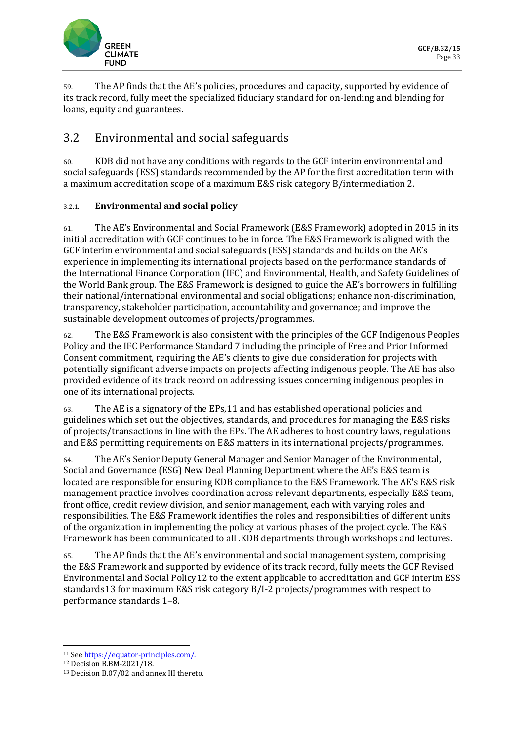59. The AP finds that the AE's policies, procedures and capacity, supported by evidence of its track record, fully meet the specialized fiduciary standard for on-lending and blending for loans, equity and guarantees.

## 3.2 Environmental and social safeguards

60. KDB did not have any conditions with regards to the GCF interim environmental and social safeguards (ESS) standards recommended by the AP for the first accreditation term with a maximum accreditation scope of a maximum E&S risk category B/intermediation 2.

### 3.2.1. Environmental and social policy

61. The AE's Environmental and Social Framework (E&S Framework) adopted in 2015 in its initial accreditation with GCF continues to be in force. The E&S Framework is aligned with the GCF interim environmental and social safeguards (ESS) standards and builds on the AE's experience in implementing its international projects based on the performance standards of the International Finance Corporation (IFC) and Environmental, Health, and Safety Guidelines of the World Bank group. The E&S Framework is designed to guide the AE's borrowers in fulfilling their national/international environmental and social obligations; enhance non-discrimination, transparency, stakeholder participation, accountability and governance; and improve the sustainable development outcomes of projects/programmes.

62. The E&S Framework is also consistent with the principles of the GCF Indigenous Peoples Policy and the IFC Performance Standard 7 including the principle of Free and Prior Informed Consent commitment, requiring the AE's clients to give due consideration for projects with potentially significant adverse impacts on projects affecting indigenous people. The AE has also provided evidence of its track record on addressing issues concerning indigenous peoples in one of its international projects.

63. The AE is a signatory of the EPs,[11] and has established operational policies and guidelines which set out the objectives, standards, and procedures for managing the E&S risks of projects/transactions in line with the EPs. The AE adheres to host country laws, regulations and E&S permitting requirements on E&S matters in its international projects/programmes.

64. The AE's Senior Deputy General Manager and Senior Manager of the Environmental, Social and Governance (ESG) New Deal Planning Department where the AE's E&S team is located are responsible for ensuring KDB compliance to the E&S Framework. The AE's E&S risk management practice involves coordination across relevant departments, especially E&S team, front office, credit review division, and senior management, each with varying roles and responsibilities. The E&S Framework identifies the roles and responsibilities of different units of the organization in implementing the policy at various phases of the project cycle. The E&S Framework has been communicated to all .KDB departments through workshops and lectures.

65. The AP finds that the AE's environmental and social management system, comprising the E&S Framework and supported by evidence of its track record, fully meets the GCF Revised Environmental and Social Policy[12] to the extent applicable to accreditation and GCF interim ESS standards[13] for maximum E&S risk category B/I-2 projects/programmes with respect to performance standards 1–8.

---

[11] See https://equator-principles.com/.

[12] Decision B.BM-2021/18.

[13] Decision B.07/02 and annex III thereto.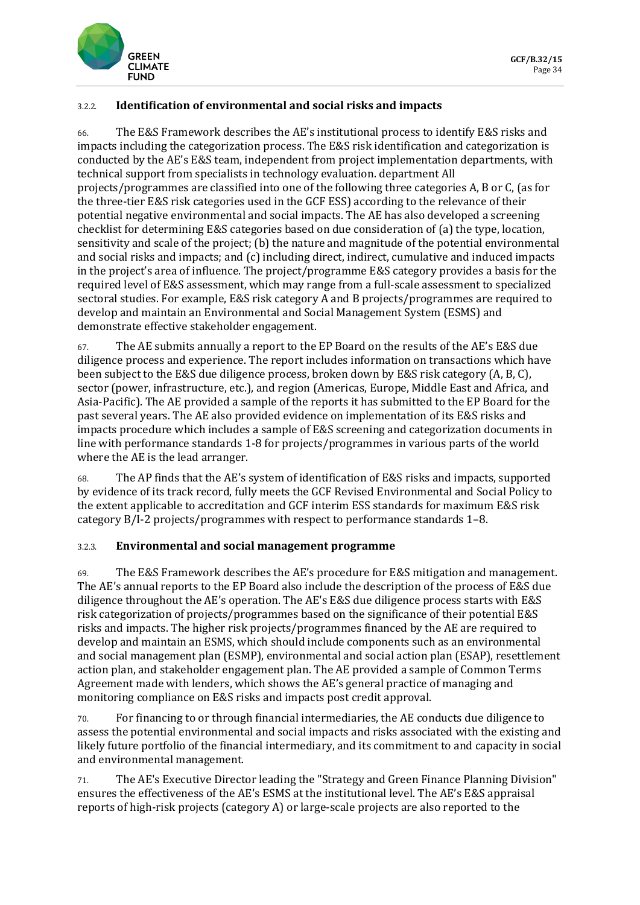#### 3.2.2. Identification of environmental and social risks and impacts

66. The E&S Framework describes the AE's institutional process to identify E&S risks and impacts including the categorization process. The E&S risk identification and categorization is conducted by the AE's E&S team, independent from project implementation departments, with technical support from specialists in technology evaluation. department All projects/programmes are classified into one of the following three categories A, B or C, (as for the three-tier E&S risk categories used in the GCF ESS) according to the relevance of their potential negative environmental and social impacts. The AE has also developed a screening checklist for determining E&S categories based on due consideration of (a) the type, location, sensitivity and scale of the project; (b) the nature and magnitude of the potential environmental and social risks and impacts; and (c) including direct, indirect, cumulative and induced impacts in the project's area of influence. The project/programme E&S category provides a basis for the required level of E&S assessment, which may range from a full-scale assessment to specialized sectoral studies. For example, E&S risk category A and B projects/programmes are required to develop and maintain an Environmental and Social Management System (ESMS) and demonstrate effective stakeholder engagement.

67. The AE submits annually a report to the EP Board on the results of the AE's E&S due diligence process and experience. The report includes information on transactions which have been subject to the E&S due diligence process, broken down by E&S risk category (A, B, C), sector (power, infrastructure, etc.), and region (Americas, Europe, Middle East and Africa, and Asia-Pacific). The AE provided a sample of the reports it has submitted to the EP Board for the past several years. The AE also provided evidence on implementation of its E&S risks and impacts procedure which includes a sample of E&S screening and categorization documents in line with performance standards 1-8 for projects/programmes in various parts of the world where the AE is the lead arranger.

68. The AP finds that the AE's system of identification of E&S risks and impacts, supported by evidence of its track record, fully meets the GCF Revised Environmental and Social Policy to the extent applicable to accreditation and GCF interim ESS standards for maximum E&S risk category B/I-2 projects/programmes with respect to performance standards 1–8.

#### 3.2.3. Environmental and social management programme

69. The E&S Framework describes the AE's procedure for E&S mitigation and management. The AE's annual reports to the EP Board also include the description of the process of E&S due diligence throughout the AE's operation. The AE's E&S due diligence process starts with E&S risk categorization of projects/programmes based on the significance of their potential E&S risks and impacts. The higher risk projects/programmes financed by the AE are required to develop and maintain an ESMS, which should include components such as an environmental and social management plan (ESMP), environmental and social action plan (ESAP), resettlement action plan, and stakeholder engagement plan. The AE provided a sample of Common Terms Agreement made with lenders, which shows the AE's general practice of managing and monitoring compliance on E&S risks and impacts post credit approval.

70. For financing to or through financial intermediaries, the AE conducts due diligence to assess the potential environmental and social impacts and risks associated with the existing and likely future portfolio of the financial intermediary, and its commitment to and capacity in social and environmental management.

71. The AE's Executive Director leading the "Strategy and Green Finance Planning Division" ensures the effectiveness of the AE's ESMS at the institutional level. The AE's E&S appraisal reports of high-risk projects (category A) or large-scale projects are also reported to the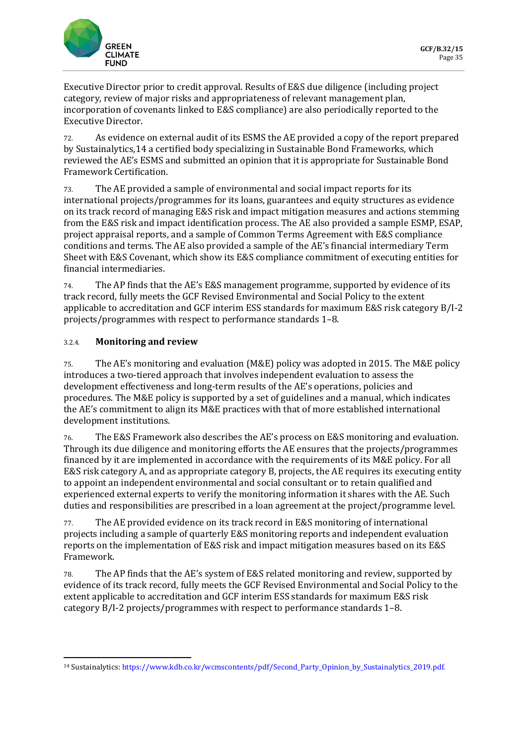Executive Director prior to credit approval. Results of E&S due diligence (including project category, review of major risks and appropriateness of relevant management plan, incorporation of covenants linked to E&S compliance) are also periodically reported to the Executive Director.

72. As evidence on external audit of its ESMS the AE provided a copy of the report prepared by Sustainalytics,[14] a certified body specializing in Sustainable Bond Frameworks, which reviewed the AE's ESMS and submitted an opinion that it is appropriate for Sustainable Bond Framework Certification.

73. The AE provided a sample of environmental and social impact reports for its international projects/programmes for its loans, guarantees and equity structures as evidence on its track record of managing E&S risk and impact mitigation measures and actions stemming from the E&S risk and impact identification process. The AE also provided a sample ESMP, ESAP, project appraisal reports, and a sample of Common Terms Agreement with E&S compliance conditions and terms. The AE also provided a sample of the AE's financial intermediary Term Sheet with E&S Covenant, which show its E&S compliance commitment of executing entities for financial intermediaries.

74. The AP finds that the AE's E&S management programme, supported by evidence of its track record, fully meets the GCF Revised Environmental and Social Policy to the extent applicable to accreditation and GCF interim ESS standards for maximum E&S risk category B/I-2 projects/programmes with respect to performance standards 1–8.

#### 3.2.4. Monitoring and review

75. The AE's monitoring and evaluation (M&E) policy was adopted in 2015. The M&E policy introduces a two-tiered approach that involves independent evaluation to assess the development effectiveness and long-term results of the AE's operations, policies and procedures. The M&E policy is supported by a set of guidelines and a manual, which indicates the AE's commitment to align its M&E practices with that of more established international development institutions.

76. The E&S Framework also describes the AE's process on E&S monitoring and evaluation. Through its due diligence and monitoring efforts the AE ensures that the projects/programmes financed by it are implemented in accordance with the requirements of its M&E policy. For all E&S risk category A, and as appropriate category B, projects, the AE requires its executing entity to appoint an independent environmental and social consultant or to retain qualified and experienced external experts to verify the monitoring information it shares with the AE. Such duties and responsibilities are prescribed in a loan agreement at the project/programme level.

77. The AE provided evidence on its track record in E&S monitoring of international projects including a sample of quarterly E&S monitoring reports and independent evaluation reports on the implementation of E&S risk and impact mitigation measures based on its E&S Framework.

78. The AP finds that the AE's system of E&S related monitoring and review, supported by evidence of its track record, fully meets the GCF Revised Environmental and Social Policy to the extent applicable to accreditation and GCF interim ESS standards for maximum E&S risk category B/I-2 projects/programmes with respect to performance standards 1–8.

---

[14] Sustainalytics: https://www.kdb.co.kr/wcmscontents/pdf/Second_Party_Opinion_by_Sustainalytics_2019.pdf.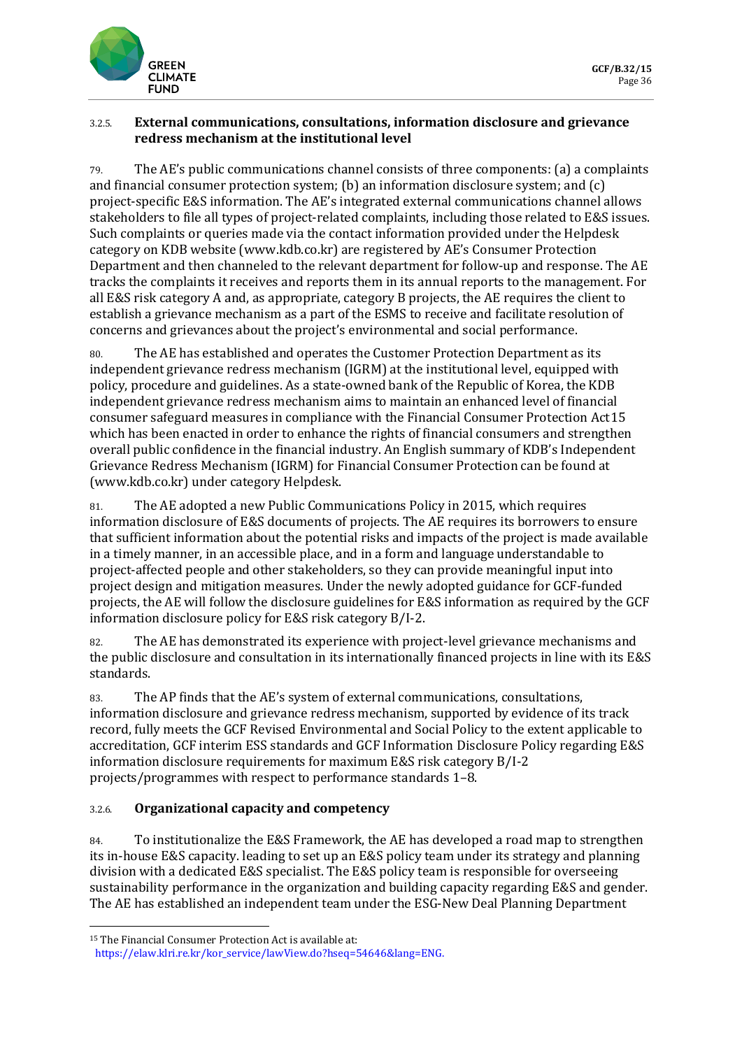### 3.2.5. External communications, consultations, information disclosure and grievance redress mechanism at the institutional level

79. The AE's public communications channel consists of three components: (a) a complaints and financial consumer protection system; (b) an information disclosure system; and (c) project-specific E&S information. The AE's integrated external communications channel allows stakeholders to file all types of project-related complaints, including those related to E&S issues. Such complaints or queries made via the contact information provided under the Helpdesk category on KDB website (www.kdb.co.kr) are registered by AE's Consumer Protection Department and then channeled to the relevant department for follow-up and response. The AE tracks the complaints it receives and reports them in its annual reports to the management. For all E&S risk category A and, as appropriate, category B projects, the AE requires the client to establish a grievance mechanism as a part of the ESMS to receive and facilitate resolution of concerns and grievances about the project's environmental and social performance.

80. The AE has established and operates the Customer Protection Department as its independent grievance redress mechanism (IGRM) at the institutional level, equipped with policy, procedure and guidelines. As a state-owned bank of the Republic of Korea, the KDB independent grievance redress mechanism aims to maintain an enhanced level of financial consumer safeguard measures in compliance with the Financial Consumer Protection Act[15] which has been enacted in order to enhance the rights of financial consumers and strengthen overall public confidence in the financial industry. An English summary of KDB's Independent Grievance Redress Mechanism (IGRM) for Financial Consumer Protection can be found at (www.kdb.co.kr) under category Helpdesk.

81. The AE adopted a new Public Communications Policy in 2015, which requires information disclosure of E&S documents of projects. The AE requires its borrowers to ensure that sufficient information about the potential risks and impacts of the project is made available in a timely manner, in an accessible place, and in a form and language understandable to project-affected people and other stakeholders, so they can provide meaningful input into project design and mitigation measures. Under the newly adopted guidance for GCF-funded projects, the AE will follow the disclosure guidelines for E&S information as required by the GCF information disclosure policy for E&S risk category B/I-2.

82. The AE has demonstrated its experience with project-level grievance mechanisms and the public disclosure and consultation in its internationally financed projects in line with its E&S standards.

83. The AP finds that the AE's system of external communications, consultations, information disclosure and grievance redress mechanism, supported by evidence of its track record, fully meets the GCF Revised Environmental and Social Policy to the extent applicable to accreditation, GCF interim ESS standards and GCF Information Disclosure Policy regarding E&S information disclosure requirements for maximum E&S risk category B/I-2 projects/programmes with respect to performance standards 1–8.

### 3.2.6. Organizational capacity and competency

84. To institutionalize the E&S Framework, the AE has developed a road map to strengthen its in-house E&S capacity. leading to set up an E&S policy team under its strategy and planning division with a dedicated E&S specialist. The E&S policy team is responsible for overseeing sustainability performance in the organization and building capacity regarding E&S and gender. The AE has established an independent team under the ESG-New Deal Planning Department

[15] The Financial Consumer Protection Act is available at: https://elaw.klri.re.kr/kor_service/lawView.do?hseq=54646&lang=ENG.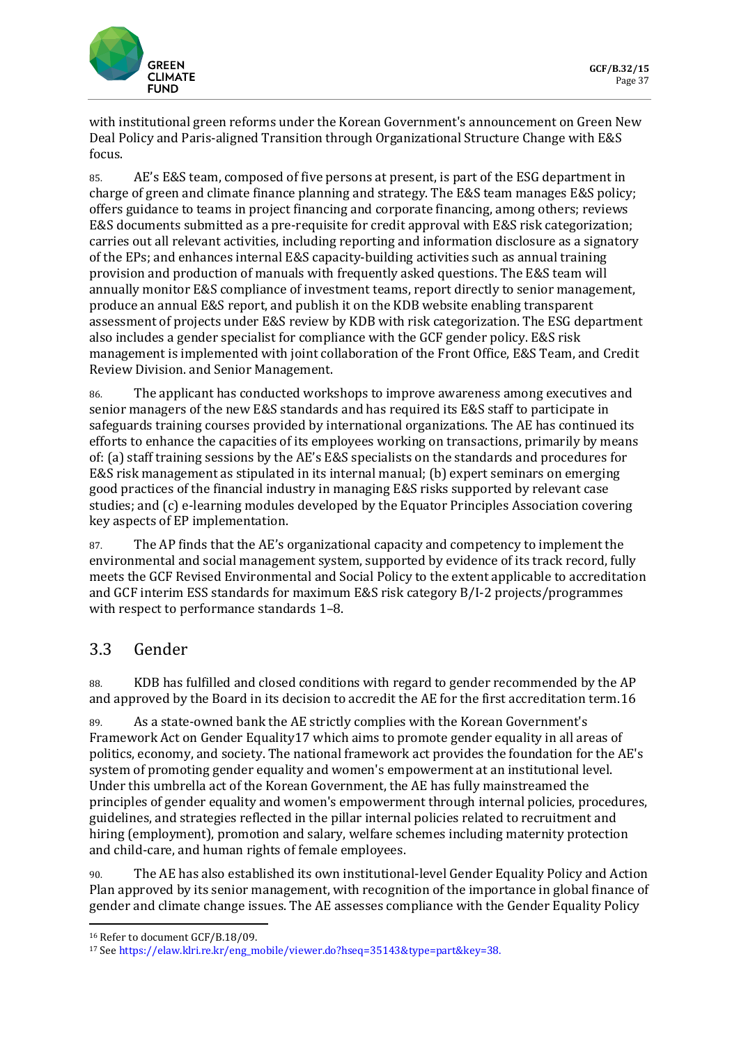with institutional green reforms under the Korean Government's announcement on Green New Deal Policy and Paris-aligned Transition through Organizational Structure Change with E&S focus.

85. AE's E&S team, composed of five persons at present, is part of the ESG department in charge of green and climate finance planning and strategy. The E&S team manages E&S policy; offers guidance to teams in project financing and corporate financing, among others; reviews E&S documents submitted as a pre-requisite for credit approval with E&S risk categorization; carries out all relevant activities, including reporting and information disclosure as a signatory of the EPs; and enhances internal E&S capacity-building activities such as annual training provision and production of manuals with frequently asked questions. The E&S team will annually monitor E&S compliance of investment teams, report directly to senior management, produce an annual E&S report, and publish it on the KDB website enabling transparent assessment of projects under E&S review by KDB with risk categorization. The ESG department also includes a gender specialist for compliance with the GCF gender policy. E&S risk management is implemented with joint collaboration of the Front Office, E&S Team, and Credit Review Division. and Senior Management.

86. The applicant has conducted workshops to improve awareness among executives and senior managers of the new E&S standards and has required its E&S staff to participate in safeguards training courses provided by international organizations. The AE has continued its efforts to enhance the capacities of its employees working on transactions, primarily by means of: (a) staff training sessions by the AE's E&S specialists on the standards and procedures for E&S risk management as stipulated in its internal manual; (b) expert seminars on emerging good practices of the financial industry in managing E&S risks supported by relevant case studies; and (c) e-learning modules developed by the Equator Principles Association covering key aspects of EP implementation.

87. The AP finds that the AE's organizational capacity and competency to implement the environmental and social management system, supported by evidence of its track record, fully meets the GCF Revised Environmental and Social Policy to the extent applicable to accreditation and GCF interim ESS standards for maximum E&S risk category B/I-2 projects/programmes with respect to performance standards 1–8.

## 3.3 Gender

88. KDB has fulfilled and closed conditions with regard to gender recommended by the AP and approved by the Board in its decision to accredit the AE for the first accreditation term.[16]

89. As a state-owned bank the AE strictly complies with the Korean Government's Framework Act on Gender Equality[17] which aims to promote gender equality in all areas of politics, economy, and society. The national framework act provides the foundation for the AE's system of promoting gender equality and women's empowerment at an institutional level. Under this umbrella act of the Korean Government, the AE has fully mainstreamed the principles of gender equality and women's empowerment through internal policies, procedures, guidelines, and strategies reflected in the pillar internal policies related to recruitment and hiring (employment), promotion and salary, welfare schemes including maternity protection and child-care, and human rights of female employees.

90. The AE has also established its own institutional-level Gender Equality Policy and Action Plan approved by its senior management, with recognition of the importance in global finance of gender and climate change issues. The AE assesses compliance with the Gender Equality Policy

---

[16] Refer to document GCF/B.18/09.

[17] See https://elaw.klri.re.kr/eng_mobile/viewer.do?hseq=35143&type=part&key=38.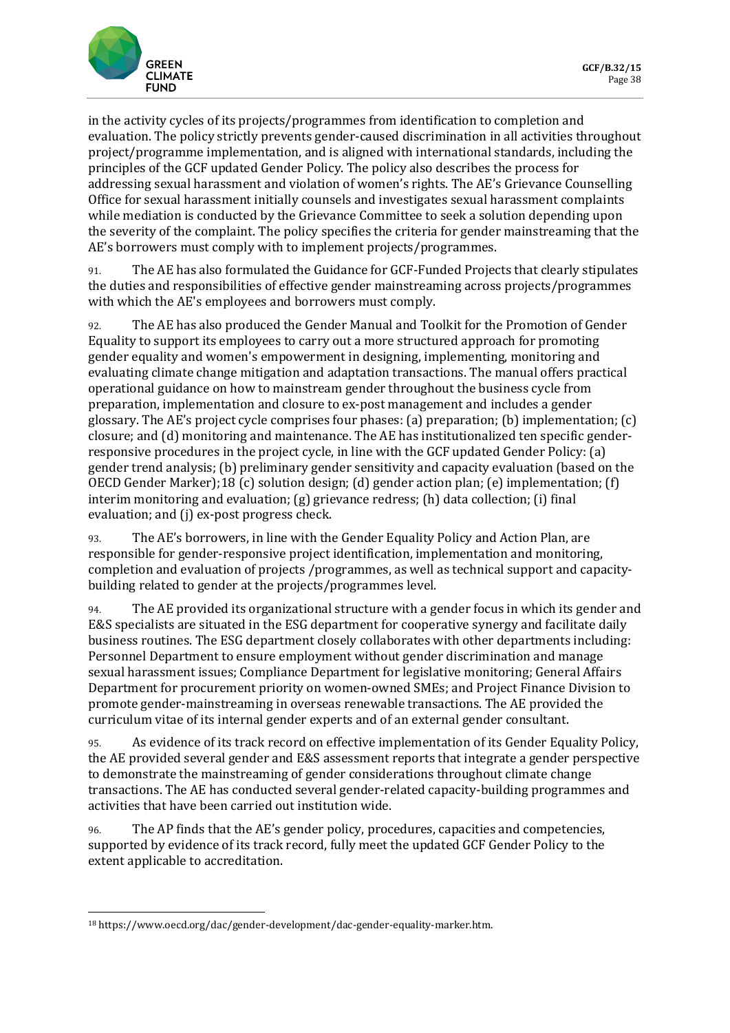in the activity cycles of its projects/programmes from identification to completion and evaluation. The policy strictly prevents gender-caused discrimination in all activities throughout project/programme implementation, and is aligned with international standards, including the principles of the GCF updated Gender Policy. The policy also describes the process for addressing sexual harassment and violation of women's rights. The AE's Grievance Counselling Office for sexual harassment initially counsels and investigates sexual harassment complaints while mediation is conducted by the Grievance Committee to seek a solution depending upon the severity of the complaint. The policy specifies the criteria for gender mainstreaming that the AE's borrowers must comply with to implement projects/programmes.

91. The AE has also formulated the Guidance for GCF-Funded Projects that clearly stipulates the duties and responsibilities of effective gender mainstreaming across projects/programmes with which the AE's employees and borrowers must comply.

92. The AE has also produced the Gender Manual and Toolkit for the Promotion of Gender Equality to support its employees to carry out a more structured approach for promoting gender equality and women's empowerment in designing, implementing, monitoring and evaluating climate change mitigation and adaptation transactions. The manual offers practical operational guidance on how to mainstream gender throughout the business cycle from preparation, implementation and closure to ex-post management and includes a gender glossary. The AE's project cycle comprises four phases: (a) preparation; (b) implementation; (c) closure; and (d) monitoring and maintenance. The AE has institutionalized ten specific gender-responsive procedures in the project cycle, in line with the GCF updated Gender Policy: (a) gender trend analysis; (b) preliminary gender sensitivity and capacity evaluation (based on the OECD Gender Marker);[18] (c) solution design; (d) gender action plan; (e) implementation; (f) interim monitoring and evaluation; (g) grievance redress; (h) data collection; (i) final evaluation; and (j) ex-post progress check.

93. The AE's borrowers, in line with the Gender Equality Policy and Action Plan, are responsible for gender-responsive project identification, implementation and monitoring, completion and evaluation of projects /programmes, as well as technical support and capacity-building related to gender at the projects/programmes level.

94. The AE provided its organizational structure with a gender focus in which its gender and E&S specialists are situated in the ESG department for cooperative synergy and facilitate daily business routines. The ESG department closely collaborates with other departments including: Personnel Department to ensure employment without gender discrimination and manage sexual harassment issues; Compliance Department for legislative monitoring; General Affairs Department for procurement priority on women-owned SMEs; and Project Finance Division to promote gender-mainstreaming in overseas renewable transactions. The AE provided the curriculum vitae of its internal gender experts and of an external gender consultant.

95. As evidence of its track record on effective implementation of its Gender Equality Policy, the AE provided several gender and E&S assessment reports that integrate a gender perspective to demonstrate the mainstreaming of gender considerations throughout climate change transactions. The AE has conducted several gender-related capacity-building programmes and activities that have been carried out institution wide.

96. The AP finds that the AE's gender policy, procedures, capacities and competencies, supported by evidence of its track record, fully meet the updated GCF Gender Policy to the extent applicable to accreditation.

---

[18] https://www.oecd.org/dac/gender-development/dac-gender-equality-marker.htm.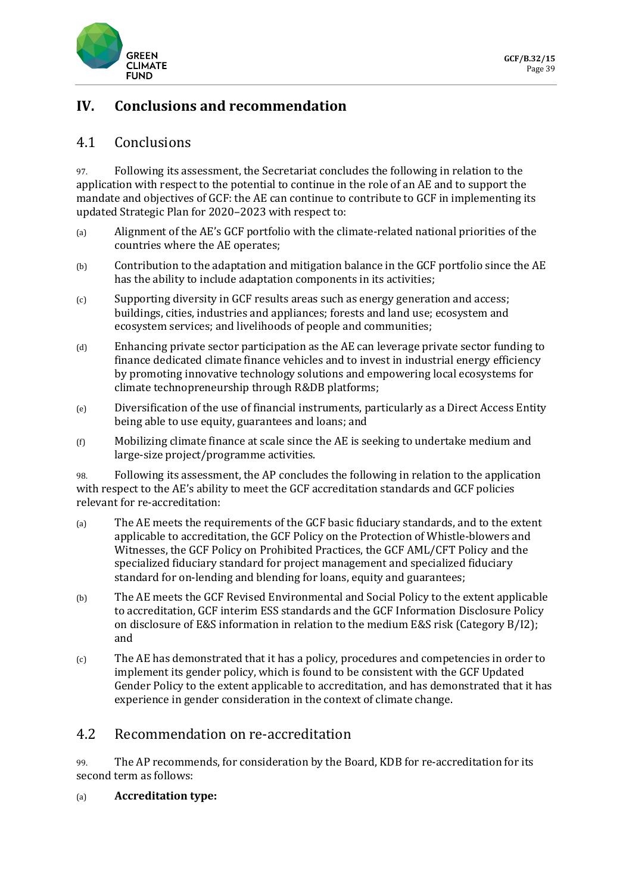# IV. Conclusions and recommendation

## 4.1 Conclusions

97. Following its assessment, the Secretariat concludes the following in relation to the application with respect to the potential to continue in the role of an AE and to support the mandate and objectives of GCF: the AE can continue to contribute to GCF in implementing its updated Strategic Plan for 2020–2023 with respect to:

(a) Alignment of the AE's GCF portfolio with the climate-related national priorities of the countries where the AE operates;

(b) Contribution to the adaptation and mitigation balance in the GCF portfolio since the AE has the ability to include adaptation components in its activities;

(c) Supporting diversity in GCF results areas such as energy generation and access; buildings, cities, industries and appliances; forests and land use; ecosystem and ecosystem services; and livelihoods of people and communities;

(d) Enhancing private sector participation as the AE can leverage private sector funding to finance dedicated climate finance vehicles and to invest in industrial energy efficiency by promoting innovative technology solutions and empowering local ecosystems for climate technopreneurship through R&DB platforms;

(e) Diversification of the use of financial instruments, particularly as a Direct Access Entity being able to use equity, guarantees and loans; and

(f) Mobilizing climate finance at scale since the AE is seeking to undertake medium and large-size project/programme activities.

98. Following its assessment, the AP concludes the following in relation to the application with respect to the AE's ability to meet the GCF accreditation standards and GCF policies relevant for re-accreditation:

(a) The AE meets the requirements of the GCF basic fiduciary standards, and to the extent applicable to accreditation, the GCF Policy on the Protection of Whistle-blowers and Witnesses, the GCF Policy on Prohibited Practices, the GCF AML/CFT Policy and the specialized fiduciary standard for project management and specialized fiduciary standard for on-lending and blending for loans, equity and guarantees;

(b) The AE meets the GCF Revised Environmental and Social Policy to the extent applicable to accreditation, GCF interim ESS standards and the GCF Information Disclosure Policy on disclosure of E&S information in relation to the medium E&S risk (Category B/I2); and

(c) The AE has demonstrated that it has a policy, procedures and competencies in order to implement its gender policy, which is found to be consistent with the GCF Updated Gender Policy to the extent applicable to accreditation, and has demonstrated that it has experience in gender consideration in the context of climate change.

## 4.2 Recommendation on re-accreditation

99. The AP recommends, for consideration by the Board, KDB for re-accreditation for its second term as follows:

(a) **Accreditation type:**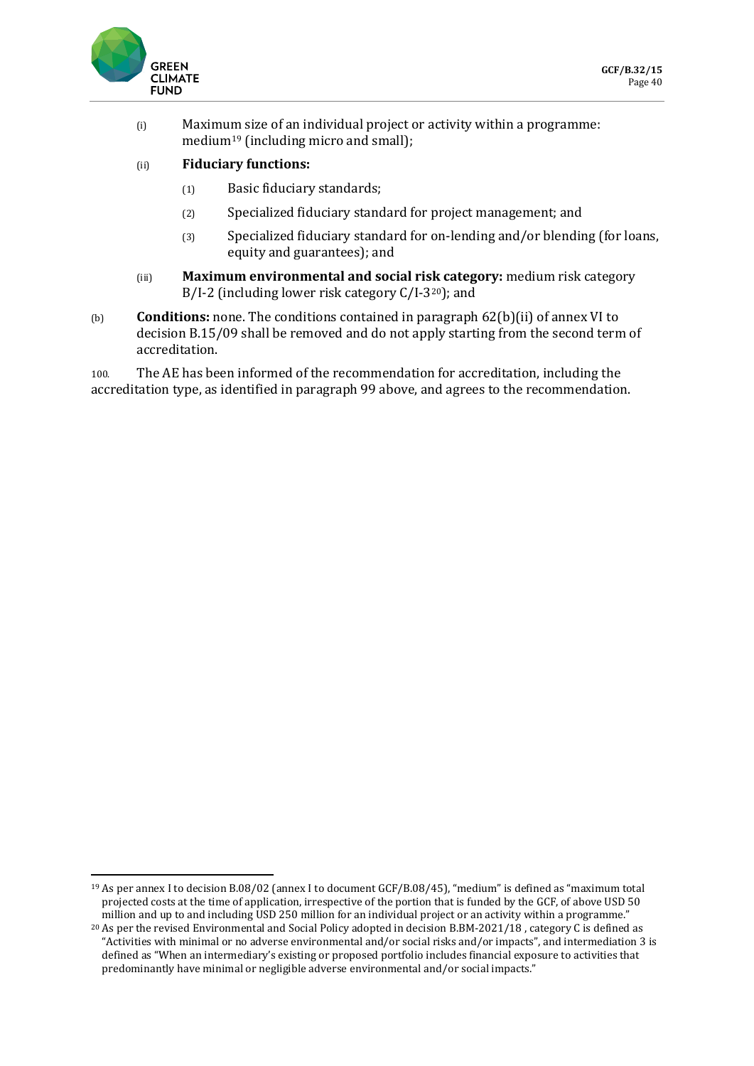(i) Maximum size of an individual project or activity within a programme: medium[19] (including micro and small);

(ii) **Fiduciary functions:**

(1) Basic fiduciary standards;

(2) Specialized fiduciary standard for project management; and

(3) Specialized fiduciary standard for on-lending and/or blending (for loans, equity and guarantees); and

(iii) **Maximum environmental and social risk category:** medium risk category B/I-2 (including lower risk category C/I-3[20]); and

(b) **Conditions:** none. The conditions contained in paragraph 62(b)(ii) of annex VI to decision B.15/09 shall be removed and do not apply starting from the second term of accreditation.

100. The AE has been informed of the recommendation for accreditation, including the accreditation type, as identified in paragraph 99 above, and agrees to the recommendation.

---

[19] As per annex I to decision B.08/02 (annex I to document GCF/B.08/45), "medium" is defined as "maximum total projected costs at the time of application, irrespective of the portion that is funded by the GCF, of above USD 50 million and up to and including USD 250 million for an individual project or an activity within a programme."

[20] As per the revised Environmental and Social Policy adopted in decision B.BM-2021/18 , category C is defined as "Activities with minimal or no adverse environmental and/or social risks and/or impacts", and intermediation 3 is defined as "When an intermediary's existing or proposed portfolio includes financial exposure to activities that predominantly have minimal or negligible adverse environmental and/or social impacts."